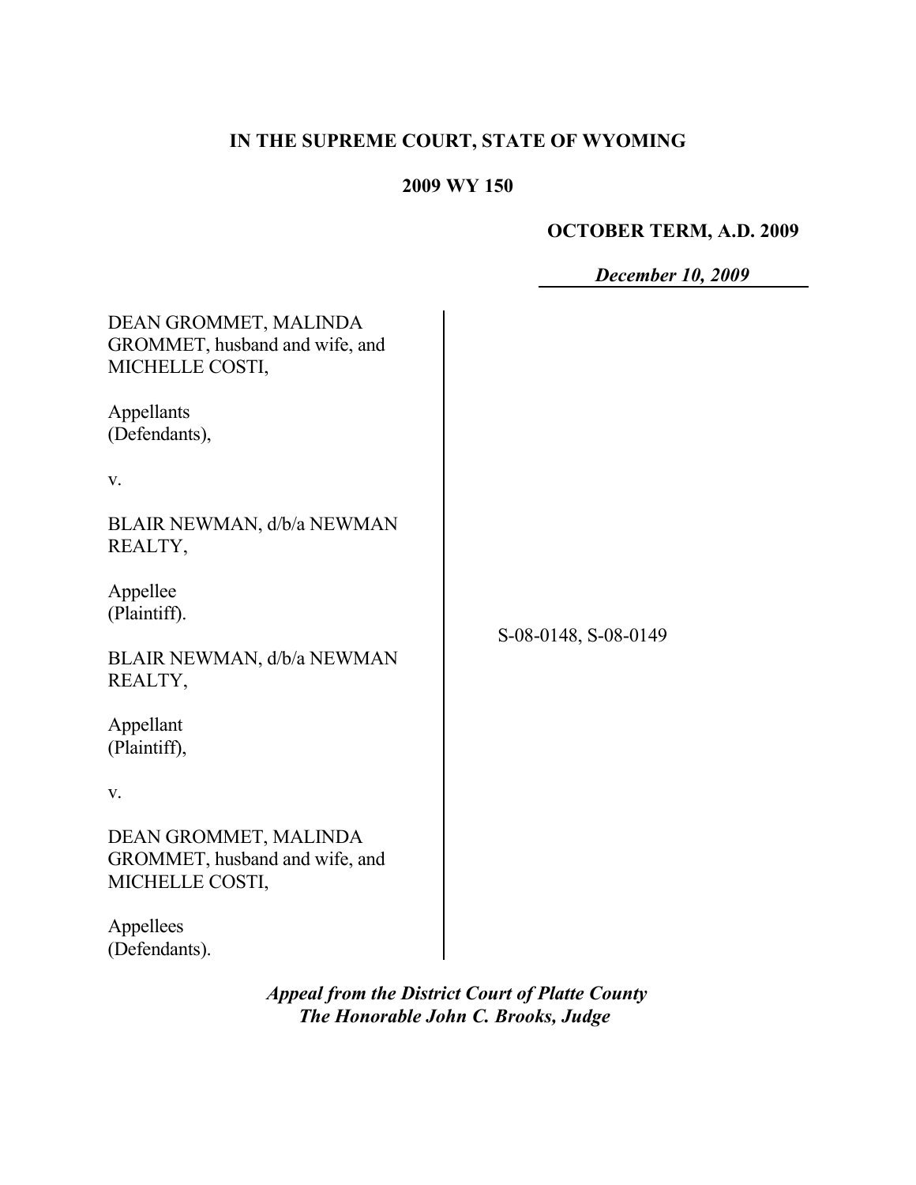**IN THE SUPREME COURT, STATE OF WYOMING**

**2009 WY 150**

**OCTOBER TERM, A.D. 2009**

***December 10, 2009***

DEAN GROMMET, MALINDA GROMMET, husband and wife, and MICHELLE COSTI,

Appellants
(Defendants),

v.

BLAIR NEWMAN, d/b/a NEWMAN REALTY,

Appellee
(Plaintiff).

S-08-0148, S-08-0149

BLAIR NEWMAN, d/b/a NEWMAN REALTY,

Appellant
(Plaintiff),

v.

DEAN GROMMET, MALINDA GROMMET, husband and wife, and MICHELLE COSTI,

Appellees
(Defendants).

***Appeal from the District Court of Platte County***
***The Honorable John C. Brooks, Judge***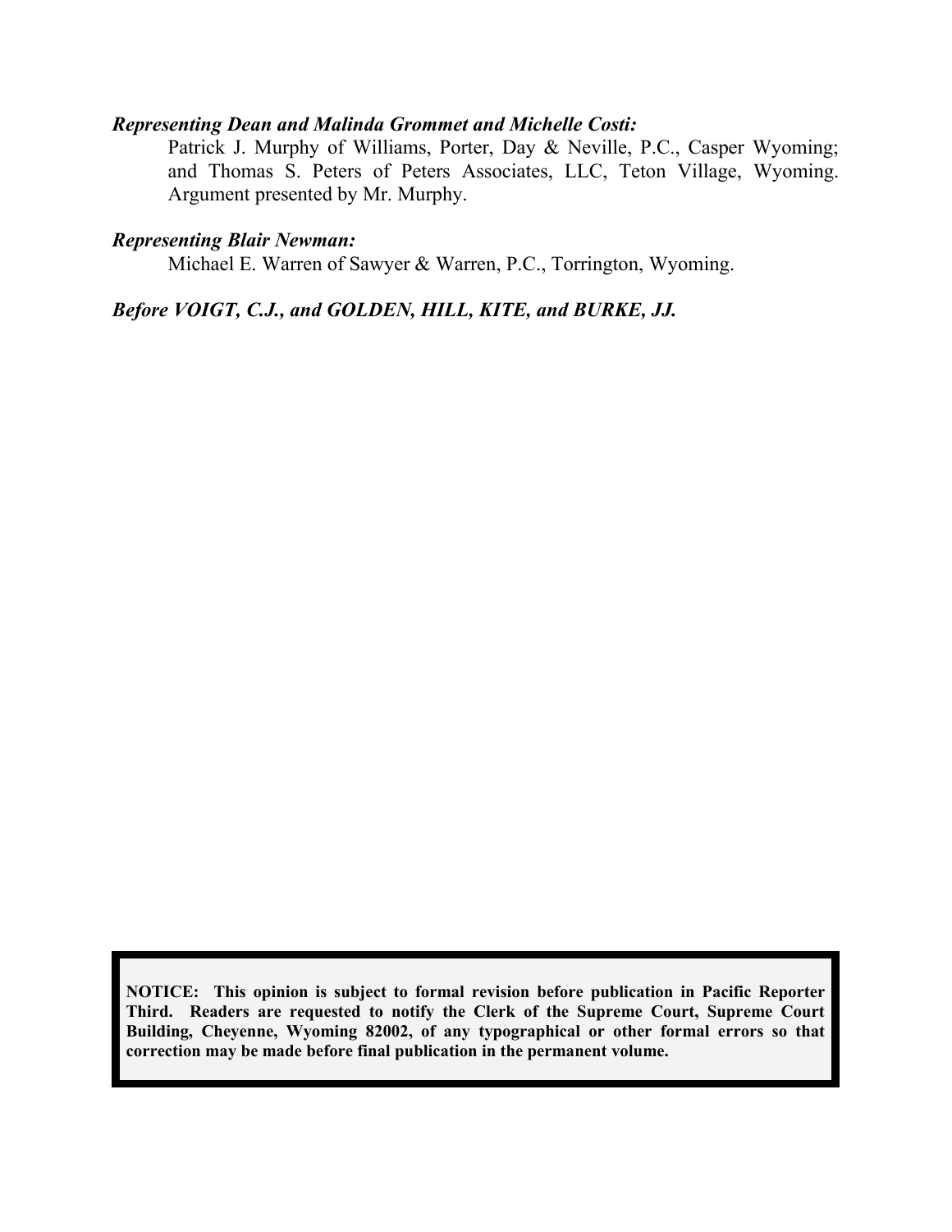***Representing Dean and Malinda Grommet and Michelle Costi:***

Patrick J. Murphy of Williams, Porter, Day & Neville, P.C., Casper Wyoming; and Thomas S. Peters of Peters Associates, LLC, Teton Village, Wyoming. Argument presented by Mr. Murphy.

***Representing Blair Newman:***

Michael E. Warren of Sawyer & Warren, P.C., Torrington, Wyoming.

***Before VOIGT, C.J., and GOLDEN, HILL, KITE, and BURKE, JJ.***

**NOTICE: This opinion is subject to formal revision before publication in Pacific Reporter Third. Readers are requested to notify the Clerk of the Supreme Court, Supreme Court Building, Cheyenne, Wyoming 82002, of any typographical or other formal errors so that correction may be made before final publication in the permanent volume.**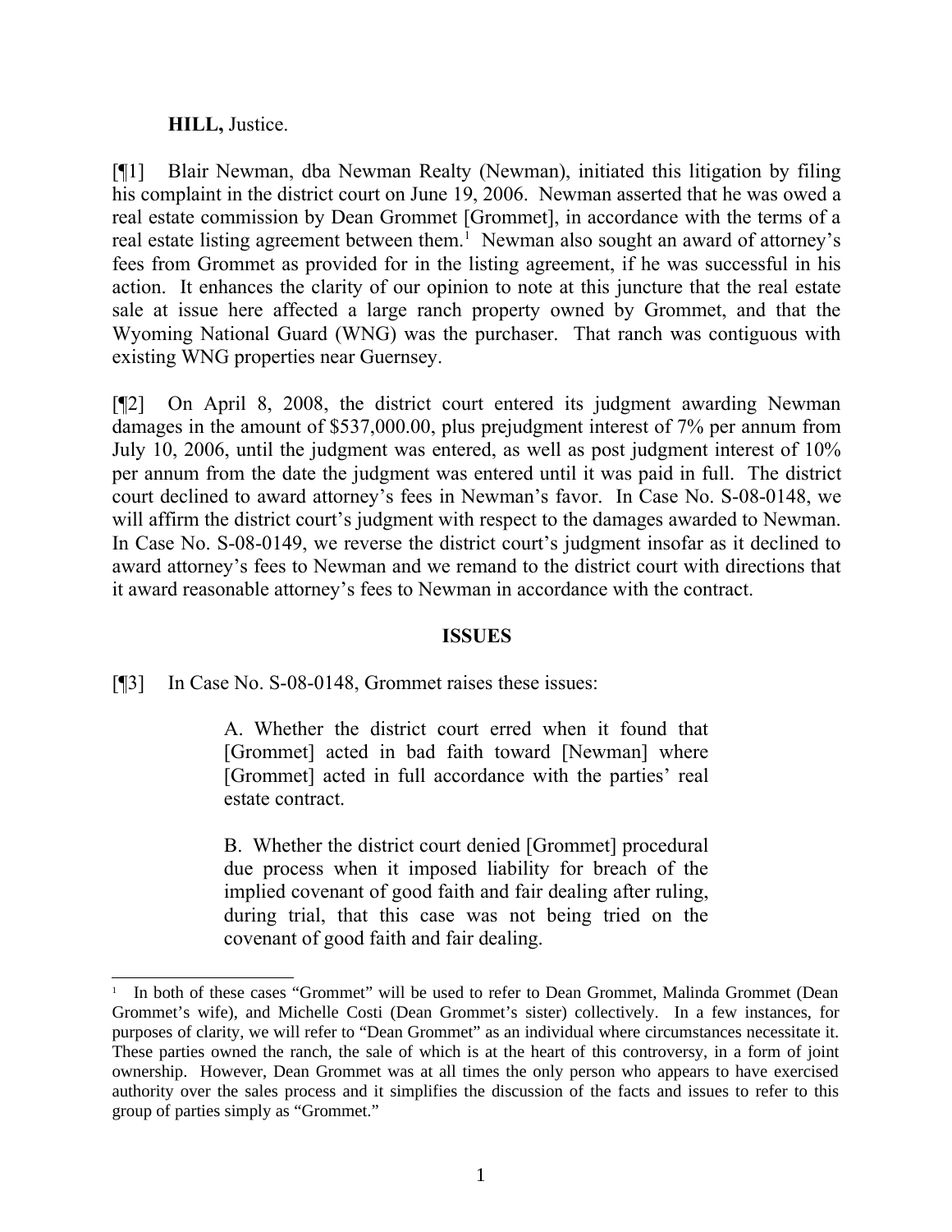**HILL,** Justice.

[¶1] Blair Newman, dba Newman Realty (Newman), initiated this litigation by filing his complaint in the district court on June 19, 2006. Newman asserted that he was owed a real estate commission by Dean Grommet [Grommet], in accordance with the terms of a real estate listing agreement between them.[1] Newman also sought an award of attorney's fees from Grommet as provided for in the listing agreement, if he was successful in his action. It enhances the clarity of our opinion to note at this juncture that the real estate sale at issue here affected a large ranch property owned by Grommet, and that the Wyoming National Guard (WNG) was the purchaser. That ranch was contiguous with existing WNG properties near Guernsey.

[¶2] On April 8, 2008, the district court entered its judgment awarding Newman damages in the amount of $537,000.00, plus prejudgment interest of 7% per annum from July 10, 2006, until the judgment was entered, as well as post judgment interest of 10% per annum from the date the judgment was entered until it was paid in full. The district court declined to award attorney's fees in Newman's favor. In Case No. S-08-0148, we will affirm the district court's judgment with respect to the damages awarded to Newman. In Case No. S-08-0149, we reverse the district court's judgment insofar as it declined to award attorney's fees to Newman and we remand to the district court with directions that it award reasonable attorney's fees to Newman in accordance with the contract.

## ISSUES

[¶3] In Case No. S-08-0148, Grommet raises these issues:

> A. Whether the district court erred when it found that [Grommet] acted in bad faith toward [Newman] where [Grommet] acted in full accordance with the parties' real estate contract.
>
> B. Whether the district court denied [Grommet] procedural due process when it imposed liability for breach of the implied covenant of good faith and fair dealing after ruling, during trial, that this case was not being tried on the covenant of good faith and fair dealing.

---

[1] In both of these cases "Grommet" will be used to refer to Dean Grommet, Malinda Grommet (Dean Grommet's wife), and Michelle Costi (Dean Grommet's sister) collectively. In a few instances, for purposes of clarity, we will refer to "Dean Grommet" as an individual where circumstances necessitate it. These parties owned the ranch, the sale of which is at the heart of this controversy, in a form of joint ownership. However, Dean Grommet was at all times the only person who appears to have exercised authority over the sales process and it simplifies the discussion of the facts and issues to refer to this group of parties simply as "Grommet."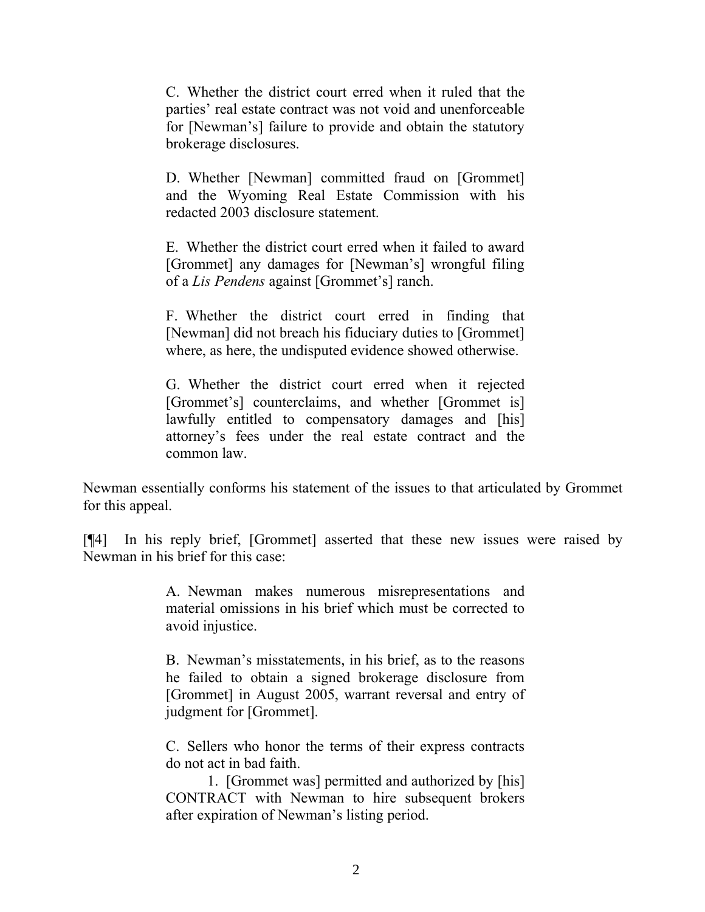> C. Whether the district court erred when it ruled that the parties' real estate contract was not void and unenforceable for [Newman's] failure to provide and obtain the statutory brokerage disclosures.
>
> D. Whether [Newman] committed fraud on [Grommet] and the Wyoming Real Estate Commission with his redacted 2003 disclosure statement.
>
> E. Whether the district court erred when it failed to award [Grommet] any damages for [Newman's] wrongful filing of a *Lis Pendens* against [Grommet's] ranch.
>
> F. Whether the district court erred in finding that [Newman] did not breach his fiduciary duties to [Grommet] where, as here, the undisputed evidence showed otherwise.
>
> G. Whether the district court erred when it rejected [Grommet's] counterclaims, and whether [Grommet is] lawfully entitled to compensatory damages and [his] attorney's fees under the real estate contract and the common law.

Newman essentially conforms his statement of the issues to that articulated by Grommet for this appeal.

[¶4] In his reply brief, [Grommet] asserted that these new issues were raised by Newman in his brief for this case:

> A. Newman makes numerous misrepresentations and material omissions in his brief which must be corrected to avoid injustice.
>
> B. Newman's misstatements, in his brief, as to the reasons he failed to obtain a signed brokerage disclosure from [Grommet] in August 2005, warrant reversal and entry of judgment for [Grommet].
>
> C. Sellers who honor the terms of their express contracts do not act in bad faith.
>
> 1. [Grommet was] permitted and authorized by [his] CONTRACT with Newman to hire subsequent brokers after expiration of Newman's listing period.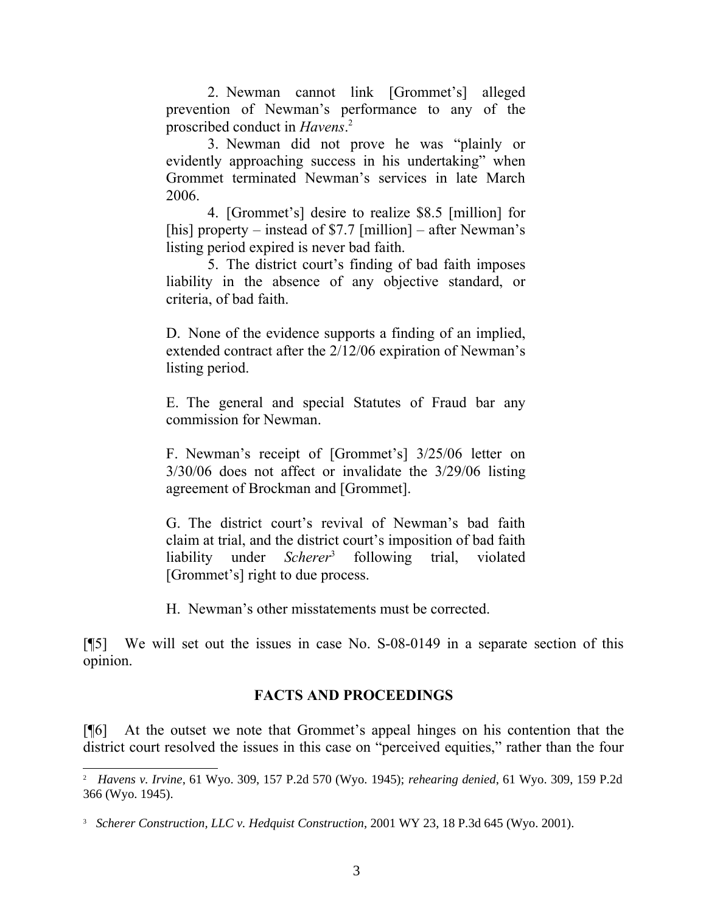2. Newman cannot link [Grommet's] alleged prevention of Newman's performance to any of the proscribed conduct in *Havens*.[2]

3. Newman did not prove he was "plainly or evidently approaching success in his undertaking" when Grommet terminated Newman's services in late March 2006.

4. [Grommet's] desire to realize \$8.5 [million] for [his] property – instead of \$7.7 [million] – after Newman's listing period expired is never bad faith.

5. The district court's finding of bad faith imposes liability in the absence of any objective standard, or criteria, of bad faith.

D. None of the evidence supports a finding of an implied, extended contract after the 2/12/06 expiration of Newman's listing period.

E. The general and special Statutes of Fraud bar any commission for Newman.

F. Newman's receipt of [Grommet's] 3/25/06 letter on 3/30/06 does not affect or invalidate the 3/29/06 listing agreement of Brockman and [Grommet].

G. The district court's revival of Newman's bad faith claim at trial, and the district court's imposition of bad faith liability under *Scherer*[3] following trial, violated [Grommet's] right to due process.

H. Newman's other misstatements must be corrected.

[¶5] We will set out the issues in case No. S-08-0149 in a separate section of this opinion.

## FACTS AND PROCEEDINGS

[¶6] At the outset we note that Grommet's appeal hinges on his contention that the district court resolved the issues in this case on "perceived equities," rather than the four

---

[2] *Havens v. Irvine*, 61 Wyo. 309, 157 P.2d 570 (Wyo. 1945); *rehearing denied*, 61 Wyo. 309, 159 P.2d 366 (Wyo. 1945).

[3] *Scherer Construction, LLC v. Hedquist Construction*, 2001 WY 23, 18 P.3d 645 (Wyo. 2001).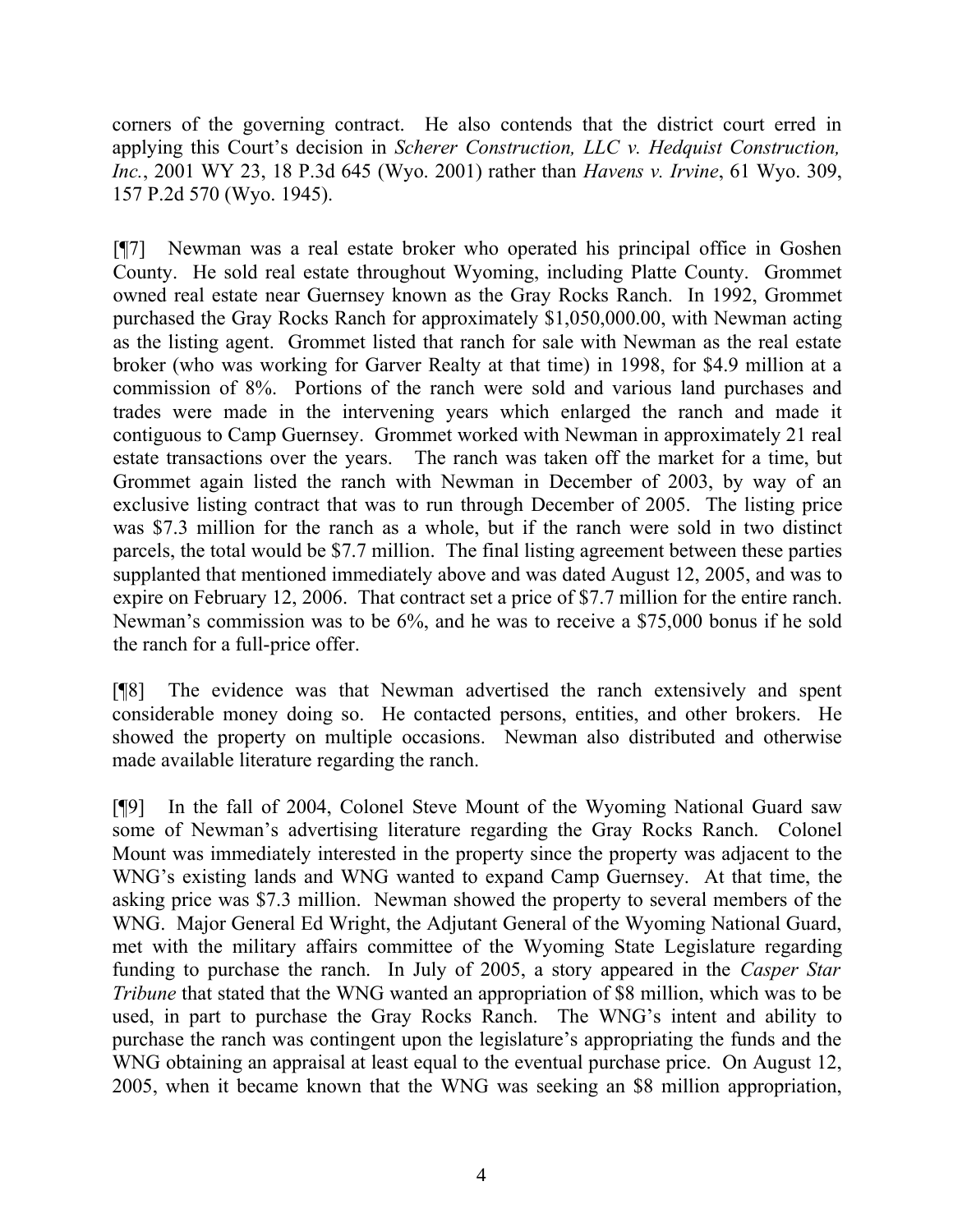corners of the governing contract. He also contends that the district court erred in applying this Court's decision in *Scherer Construction, LLC v. Hedquist Construction, Inc.*, 2001 WY 23, 18 P.3d 645 (Wyo. 2001) rather than *Havens v. Irvine*, 61 Wyo. 309, 157 P.2d 570 (Wyo. 1945).

[¶7] Newman was a real estate broker who operated his principal office in Goshen County. He sold real estate throughout Wyoming, including Platte County. Grommet owned real estate near Guernsey known as the Gray Rocks Ranch. In 1992, Grommet purchased the Gray Rocks Ranch for approximately $1,050,000.00, with Newman acting as the listing agent. Grommet listed that ranch for sale with Newman as the real estate broker (who was working for Garver Realty at that time) in 1998, for $4.9 million at a commission of 8%. Portions of the ranch were sold and various land purchases and trades were made in the intervening years which enlarged the ranch and made it contiguous to Camp Guernsey. Grommet worked with Newman in approximately 21 real estate transactions over the years. The ranch was taken off the market for a time, but Grommet again listed the ranch with Newman in December of 2003, by way of an exclusive listing contract that was to run through December of 2005. The listing price was $7.3 million for the ranch as a whole, but if the ranch were sold in two distinct parcels, the total would be $7.7 million. The final listing agreement between these parties supplanted that mentioned immediately above and was dated August 12, 2005, and was to expire on February 12, 2006. That contract set a price of $7.7 million for the entire ranch. Newman's commission was to be 6%, and he was to receive a $75,000 bonus if he sold the ranch for a full-price offer.

[¶8] The evidence was that Newman advertised the ranch extensively and spent considerable money doing so. He contacted persons, entities, and other brokers. He showed the property on multiple occasions. Newman also distributed and otherwise made available literature regarding the ranch.

[¶9] In the fall of 2004, Colonel Steve Mount of the Wyoming National Guard saw some of Newman's advertising literature regarding the Gray Rocks Ranch. Colonel Mount was immediately interested in the property since the property was adjacent to the WNG's existing lands and WNG wanted to expand Camp Guernsey. At that time, the asking price was $7.3 million. Newman showed the property to several members of the WNG. Major General Ed Wright, the Adjutant General of the Wyoming National Guard, met with the military affairs committee of the Wyoming State Legislature regarding funding to purchase the ranch. In July of 2005, a story appeared in the *Casper Star Tribune* that stated that the WNG wanted an appropriation of $8 million, which was to be used, in part to purchase the Gray Rocks Ranch. The WNG's intent and ability to purchase the ranch was contingent upon the legislature's appropriating the funds and the WNG obtaining an appraisal at least equal to the eventual purchase price. On August 12, 2005, when it became known that the WNG was seeking an $8 million appropriation,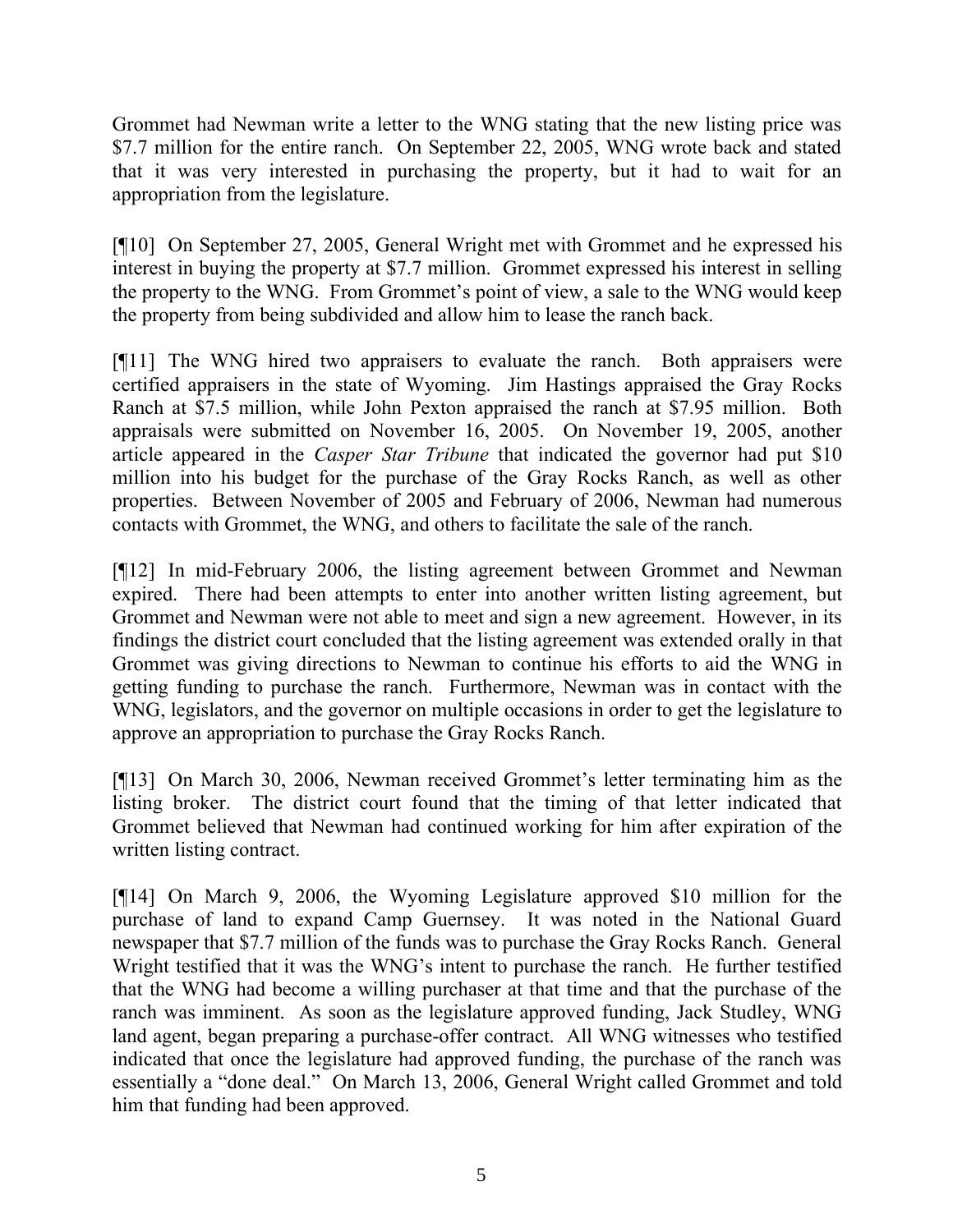Grommet had Newman write a letter to the WNG stating that the new listing price was $7.7 million for the entire ranch. On September 22, 2005, WNG wrote back and stated that it was very interested in purchasing the property, but it had to wait for an appropriation from the legislature.

[¶10] On September 27, 2005, General Wright met with Grommet and he expressed his interest in buying the property at $7.7 million. Grommet expressed his interest in selling the property to the WNG. From Grommet's point of view, a sale to the WNG would keep the property from being subdivided and allow him to lease the ranch back.

[¶11] The WNG hired two appraisers to evaluate the ranch. Both appraisers were certified appraisers in the state of Wyoming. Jim Hastings appraised the Gray Rocks Ranch at $7.5 million, while John Pexton appraised the ranch at $7.95 million. Both appraisals were submitted on November 16, 2005. On November 19, 2005, another article appeared in the *Casper Star Tribune* that indicated the governor had put $10 million into his budget for the purchase of the Gray Rocks Ranch, as well as other properties. Between November of 2005 and February of 2006, Newman had numerous contacts with Grommet, the WNG, and others to facilitate the sale of the ranch.

[¶12] In mid-February 2006, the listing agreement between Grommet and Newman expired. There had been attempts to enter into another written listing agreement, but Grommet and Newman were not able to meet and sign a new agreement. However, in its findings the district court concluded that the listing agreement was extended orally in that Grommet was giving directions to Newman to continue his efforts to aid the WNG in getting funding to purchase the ranch. Furthermore, Newman was in contact with the WNG, legislators, and the governor on multiple occasions in order to get the legislature to approve an appropriation to purchase the Gray Rocks Ranch.

[¶13] On March 30, 2006, Newman received Grommet's letter terminating him as the listing broker. The district court found that the timing of that letter indicated that Grommet believed that Newman had continued working for him after expiration of the written listing contract.

[¶14] On March 9, 2006, the Wyoming Legislature approved $10 million for the purchase of land to expand Camp Guernsey. It was noted in the National Guard newspaper that $7.7 million of the funds was to purchase the Gray Rocks Ranch. General Wright testified that it was the WNG's intent to purchase the ranch. He further testified that the WNG had become a willing purchaser at that time and that the purchase of the ranch was imminent. As soon as the legislature approved funding, Jack Studley, WNG land agent, began preparing a purchase-offer contract. All WNG witnesses who testified indicated that once the legislature had approved funding, the purchase of the ranch was essentially a "done deal." On March 13, 2006, General Wright called Grommet and told him that funding had been approved.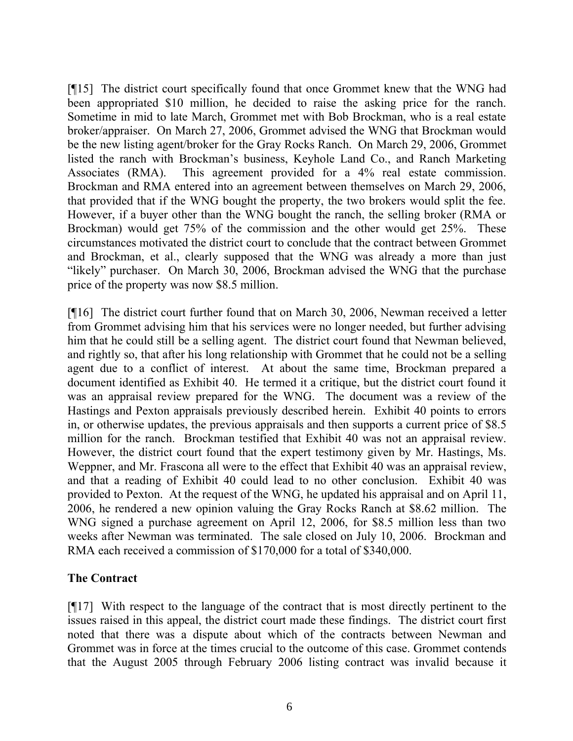[¶15] The district court specifically found that once Grommet knew that the WNG had been appropriated $10 million, he decided to raise the asking price for the ranch. Sometime in mid to late March, Grommet met with Bob Brockman, who is a real estate broker/appraiser. On March 27, 2006, Grommet advised the WNG that Brockman would be the new listing agent/broker for the Gray Rocks Ranch. On March 29, 2006, Grommet listed the ranch with Brockman's business, Keyhole Land Co., and Ranch Marketing Associates (RMA). This agreement provided for a 4% real estate commission. Brockman and RMA entered into an agreement between themselves on March 29, 2006, that provided that if the WNG bought the property, the two brokers would split the fee. However, if a buyer other than the WNG bought the ranch, the selling broker (RMA or Brockman) would get 75% of the commission and the other would get 25%. These circumstances motivated the district court to conclude that the contract between Grommet and Brockman, et al., clearly supposed that the WNG was already a more than just "likely" purchaser. On March 30, 2006, Brockman advised the WNG that the purchase price of the property was now $8.5 million.

[¶16] The district court further found that on March 30, 2006, Newman received a letter from Grommet advising him that his services were no longer needed, but further advising him that he could still be a selling agent. The district court found that Newman believed, and rightly so, that after his long relationship with Grommet that he could not be a selling agent due to a conflict of interest. At about the same time, Brockman prepared a document identified as Exhibit 40. He termed it a critique, but the district court found it was an appraisal review prepared for the WNG. The document was a review of the Hastings and Pexton appraisals previously described herein. Exhibit 40 points to errors in, or otherwise updates, the previous appraisals and then supports a current price of $8.5 million for the ranch. Brockman testified that Exhibit 40 was not an appraisal review. However, the district court found that the expert testimony given by Mr. Hastings, Ms. Weppner, and Mr. Frascona all were to the effect that Exhibit 40 was an appraisal review, and that a reading of Exhibit 40 could lead to no other conclusion. Exhibit 40 was provided to Pexton. At the request of the WNG, he updated his appraisal and on April 11, 2006, he rendered a new opinion valuing the Gray Rocks Ranch at $8.62 million. The WNG signed a purchase agreement on April 12, 2006, for $8.5 million less than two weeks after Newman was terminated. The sale closed on July 10, 2006. Brockman and RMA each received a commission of $170,000 for a total of $340,000.

**The Contract**

[¶17] With respect to the language of the contract that is most directly pertinent to the issues raised in this appeal, the district court made these findings. The district court first noted that there was a dispute about which of the contracts between Newman and Grommet was in force at the times crucial to the outcome of this case. Grommet contends that the August 2005 through February 2006 listing contract was invalid because it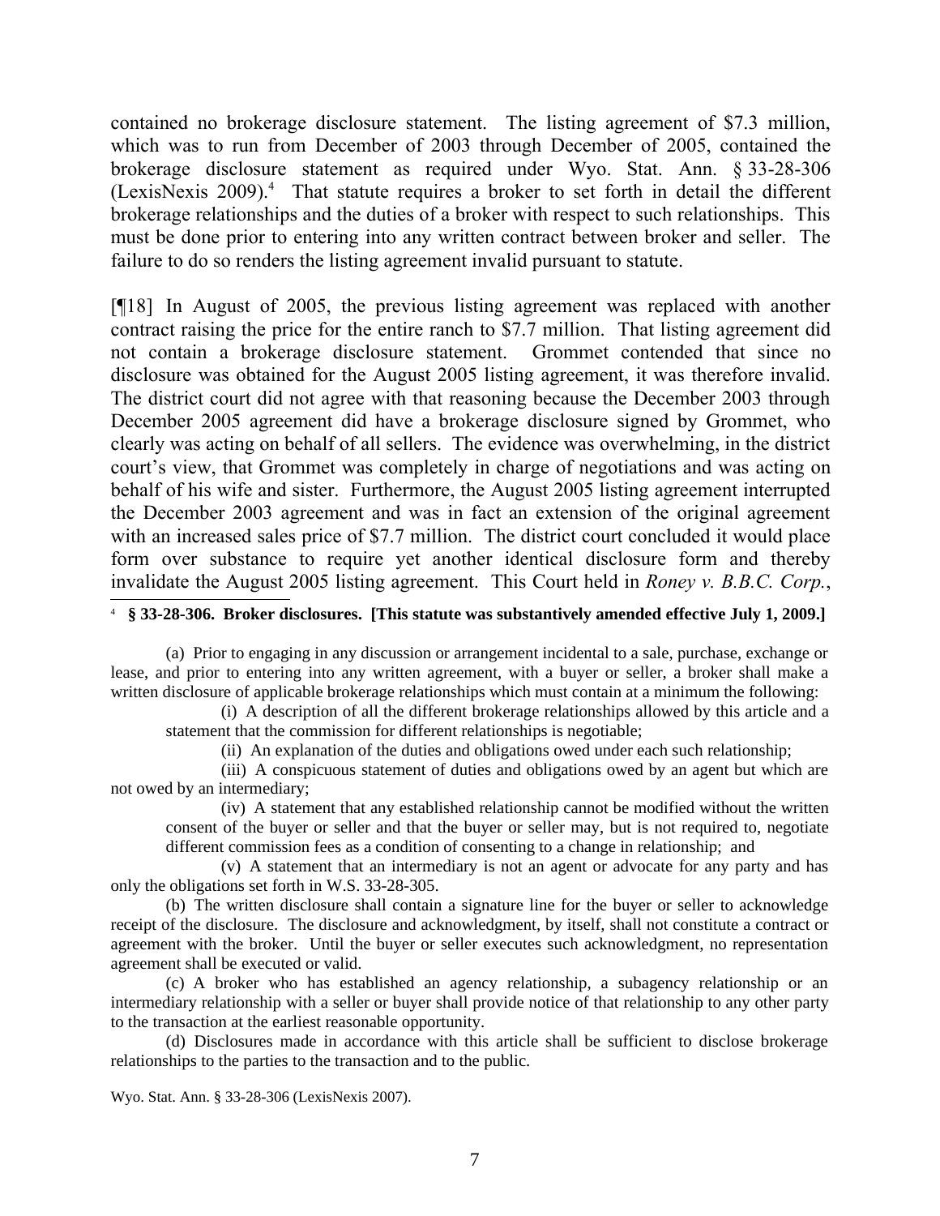contained no brokerage disclosure statement. The listing agreement of $7.3 million, which was to run from December of 2003 through December of 2005, contained the brokerage disclosure statement as required under Wyo. Stat. Ann. § 33-28-306 (LexisNexis 2009).[4] That statute requires a broker to set forth in detail the different brokerage relationships and the duties of a broker with respect to such relationships. This must be done prior to entering into any written contract between broker and seller. The failure to do so renders the listing agreement invalid pursuant to statute.

[¶18] In August of 2005, the previous listing agreement was replaced with another contract raising the price for the entire ranch to $7.7 million. That listing agreement did not contain a brokerage disclosure statement. Grommet contended that since no disclosure was obtained for the August 2005 listing agreement, it was therefore invalid. The district court did not agree with that reasoning because the December 2003 through December 2005 agreement did have a brokerage disclosure signed by Grommet, who clearly was acting on behalf of all sellers. The evidence was overwhelming, in the district court's view, that Grommet was completely in charge of negotiations and was acting on behalf of his wife and sister. Furthermore, the August 2005 listing agreement interrupted the December 2003 agreement and was in fact an extension of the original agreement with an increased sales price of $7.7 million. The district court concluded it would place form over substance to require yet another identical disclosure form and thereby invalidate the August 2005 listing agreement. This Court held in *Roney v. B.B.C. Corp.*,

---

[4] **§ 33-28-306. Broker disclosures. [This statute was substantively amended effective July 1, 2009.]**

(a) Prior to engaging in any discussion or arrangement incidental to a sale, purchase, exchange or lease, and prior to entering into any written agreement, with a buyer or seller, a broker shall make a written disclosure of applicable brokerage relationships which must contain at a minimum the following:

(i) A description of all the different brokerage relationships allowed by this article and a statement that the commission for different relationships is negotiable;

(ii) An explanation of the duties and obligations owed under each such relationship;

(iii) A conspicuous statement of duties and obligations owed by an agent but which are not owed by an intermediary;

(iv) A statement that any established relationship cannot be modified without the written consent of the buyer or seller and that the buyer or seller may, but is not required to, negotiate different commission fees as a condition of consenting to a change in relationship; and

(v) A statement that an intermediary is not an agent or advocate for any party and has only the obligations set forth in W.S. 33-28-305.

(b) The written disclosure shall contain a signature line for the buyer or seller to acknowledge receipt of the disclosure. The disclosure and acknowledgment, by itself, shall not constitute a contract or agreement with the broker. Until the buyer or seller executes such acknowledgment, no representation agreement shall be executed or valid.

(c) A broker who has established an agency relationship, a subagency relationship or an intermediary relationship with a seller or buyer shall provide notice of that relationship to any other party to the transaction at the earliest reasonable opportunity.

(d) Disclosures made in accordance with this article shall be sufficient to disclose brokerage relationships to the parties to the transaction and to the public.

Wyo. Stat. Ann. § 33-28-306 (LexisNexis 2007).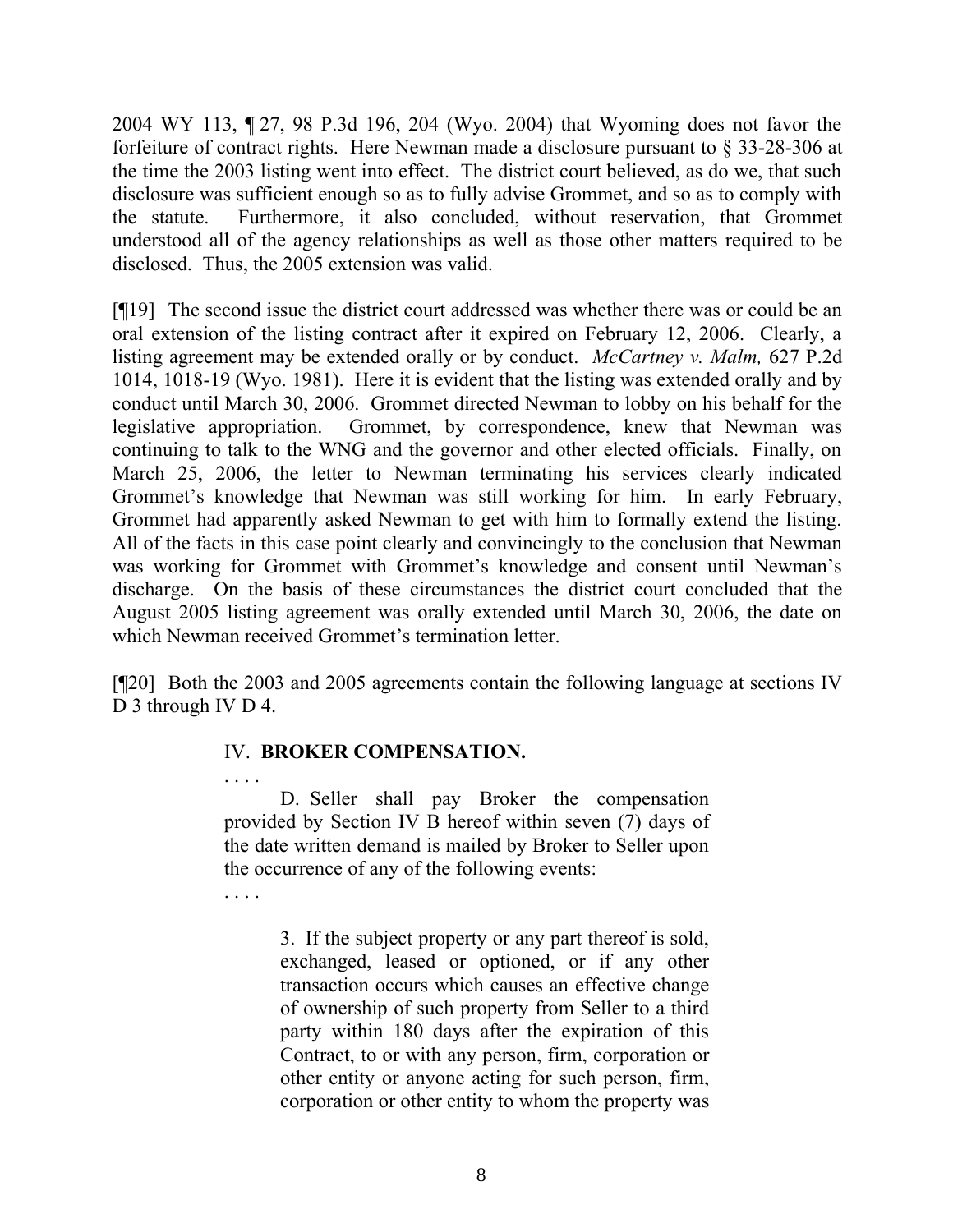2004 WY 113, ¶ 27, 98 P.3d 196, 204 (Wyo. 2004) that Wyoming does not favor the forfeiture of contract rights. Here Newman made a disclosure pursuant to § 33-28-306 at the time the 2003 listing went into effect. The district court believed, as do we, that such disclosure was sufficient enough so as to fully advise Grommet, and so as to comply with the statute. Furthermore, it also concluded, without reservation, that Grommet understood all of the agency relationships as well as those other matters required to be disclosed. Thus, the 2005 extension was valid.

[¶19] The second issue the district court addressed was whether there was or could be an oral extension of the listing contract after it expired on February 12, 2006. Clearly, a listing agreement may be extended orally or by conduct. *McCartney v. Malm,* 627 P.2d 1014, 1018-19 (Wyo. 1981). Here it is evident that the listing was extended orally and by conduct until March 30, 2006. Grommet directed Newman to lobby on his behalf for the legislative appropriation. Grommet, by correspondence, knew that Newman was continuing to talk to the WNG and the governor and other elected officials. Finally, on March 25, 2006, the letter to Newman terminating his services clearly indicated Grommet's knowledge that Newman was still working for him. In early February, Grommet had apparently asked Newman to get with him to formally extend the listing. All of the facts in this case point clearly and convincingly to the conclusion that Newman was working for Grommet with Grommet's knowledge and consent until Newman's discharge. On the basis of these circumstances the district court concluded that the August 2005 listing agreement was orally extended until March 30, 2006, the date on which Newman received Grommet's termination letter.

[¶20] Both the 2003 and 2005 agreements contain the following language at sections IV D 3 through IV D 4.

> IV. **BROKER COMPENSATION.**
>
> . . . .
>
> D. Seller shall pay Broker the compensation provided by Section IV B hereof within seven (7) days of the date written demand is mailed by Broker to Seller upon the occurrence of any of the following events:
>
> . . . .
>
> 3. If the subject property or any part thereof is sold, exchanged, leased or optioned, or if any other transaction occurs which causes an effective change of ownership of such property from Seller to a third party within 180 days after the expiration of this Contract, to or with any person, firm, corporation or other entity or anyone acting for such person, firm, corporation or other entity to whom the property was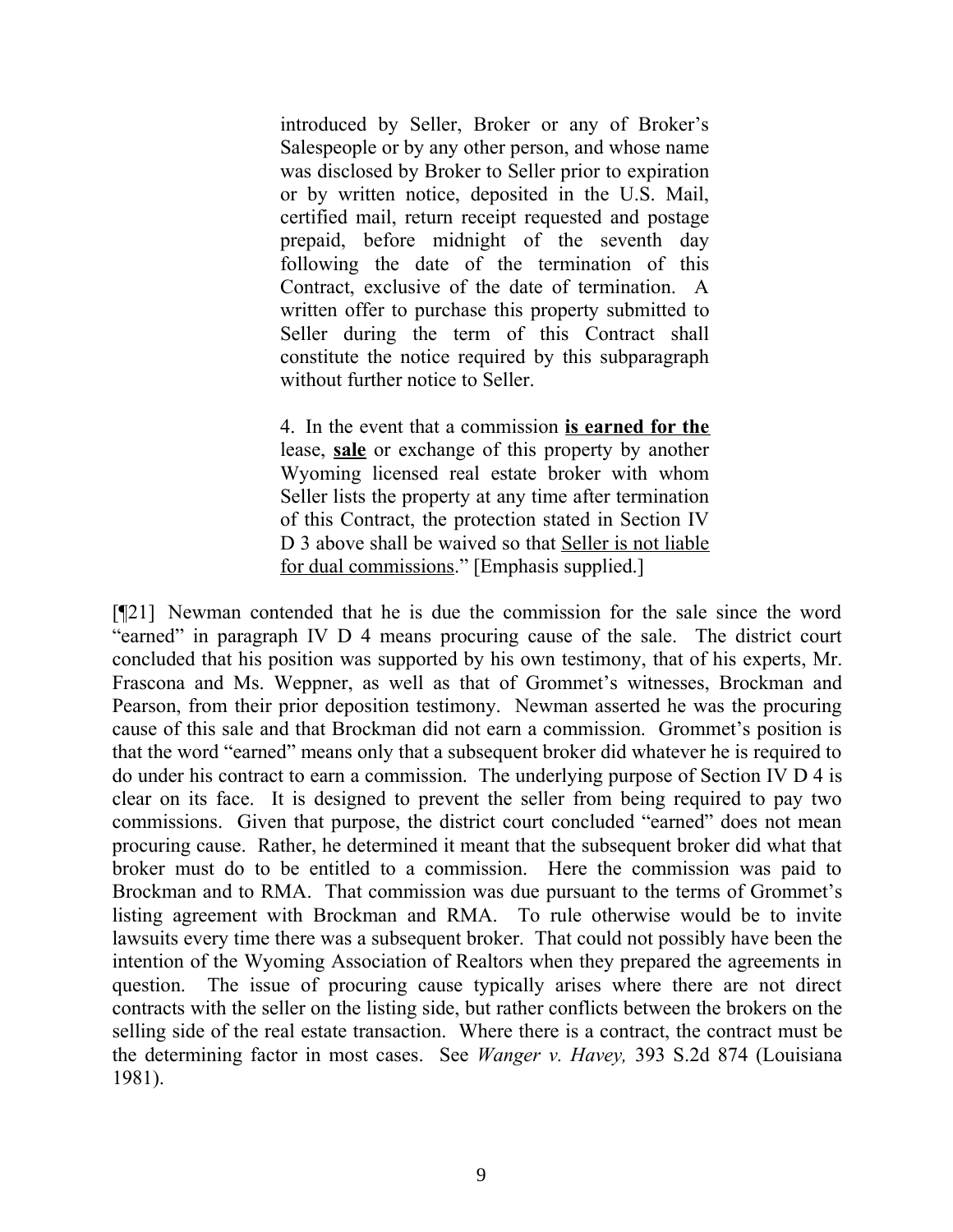> introduced by Seller, Broker or any of Broker's Salespeople or by any other person, and whose name was disclosed by Broker to Seller prior to expiration or by written notice, deposited in the U.S. Mail, certified mail, return receipt requested and postage prepaid, before midnight of the seventh day following the date of the termination of this Contract, exclusive of the date of termination. A written offer to purchase this property submitted to Seller during the term of this Contract shall constitute the notice required by this subparagraph without further notice to Seller.
>
> 4. In the event that a commission **is earned for the** lease, **sale** or exchange of this property by another Wyoming licensed real estate broker with whom Seller lists the property at any time after termination of this Contract, the protection stated in Section IV D 3 above shall be waived so that Seller is not liable for dual commissions." [Emphasis supplied.]

[¶21] Newman contended that he is due the commission for the sale since the word "earned" in paragraph IV D 4 means procuring cause of the sale. The district court concluded that his position was supported by his own testimony, that of his experts, Mr. Frascona and Ms. Weppner, as well as that of Grommet's witnesses, Brockman and Pearson, from their prior deposition testimony. Newman asserted he was the procuring cause of this sale and that Brockman did not earn a commission. Grommet's position is that the word "earned" means only that a subsequent broker did whatever he is required to do under his contract to earn a commission. The underlying purpose of Section IV D 4 is clear on its face. It is designed to prevent the seller from being required to pay two commissions. Given that purpose, the district court concluded "earned" does not mean procuring cause. Rather, he determined it meant that the subsequent broker did what that broker must do to be entitled to a commission. Here the commission was paid to Brockman and to RMA. That commission was due pursuant to the terms of Grommet's listing agreement with Brockman and RMA. To rule otherwise would be to invite lawsuits every time there was a subsequent broker. That could not possibly have been the intention of the Wyoming Association of Realtors when they prepared the agreements in question. The issue of procuring cause typically arises where there are not direct contracts with the seller on the listing side, but rather conflicts between the brokers on the selling side of the real estate transaction. Where there is a contract, the contract must be the determining factor in most cases. See *Wanger v. Havey,* 393 S.2d 874 (Louisiana 1981).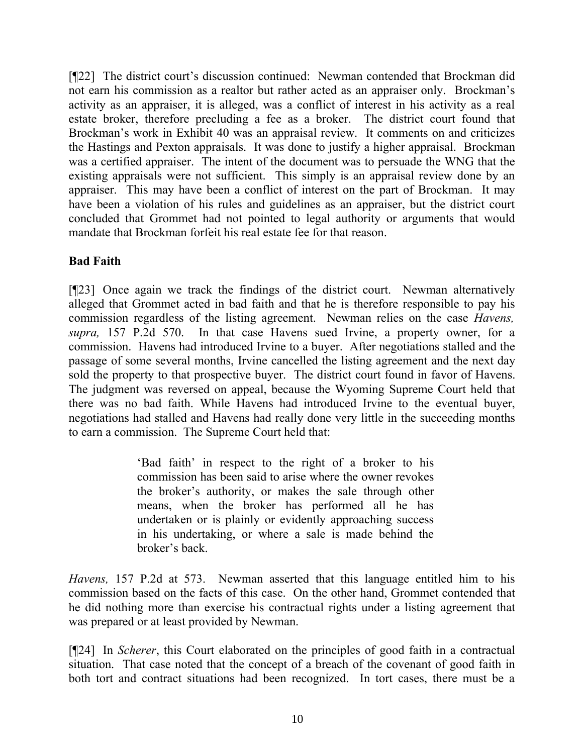[¶22] The district court's discussion continued: Newman contended that Brockman did not earn his commission as a realtor but rather acted as an appraiser only. Brockman's activity as an appraiser, it is alleged, was a conflict of interest in his activity as a real estate broker, therefore precluding a fee as a broker. The district court found that Brockman's work in Exhibit 40 was an appraisal review. It comments on and criticizes the Hastings and Pexton appraisals. It was done to justify a higher appraisal. Brockman was a certified appraiser. The intent of the document was to persuade the WNG that the existing appraisals were not sufficient. This simply is an appraisal review done by an appraiser. This may have been a conflict of interest on the part of Brockman. It may have been a violation of his rules and guidelines as an appraiser, but the district court concluded that Grommet had not pointed to legal authority or arguments that would mandate that Brockman forfeit his real estate fee for that reason.

**Bad Faith**

[¶23] Once again we track the findings of the district court. Newman alternatively alleged that Grommet acted in bad faith and that he is therefore responsible to pay his commission regardless of the listing agreement. Newman relies on the case *Havens, supra,* 157 P.2d 570. In that case Havens sued Irvine, a property owner, for a commission. Havens had introduced Irvine to a buyer. After negotiations stalled and the passage of some several months, Irvine cancelled the listing agreement and the next day sold the property to that prospective buyer. The district court found in favor of Havens. The judgment was reversed on appeal, because the Wyoming Supreme Court held that there was no bad faith. While Havens had introduced Irvine to the eventual buyer, negotiations had stalled and Havens had really done very little in the succeeding months to earn a commission. The Supreme Court held that:

> 'Bad faith' in respect to the right of a broker to his commission has been said to arise where the owner revokes the broker's authority, or makes the sale through other means, when the broker has performed all he has undertaken or is plainly or evidently approaching success in his undertaking, or where a sale is made behind the broker's back.

*Havens,* 157 P.2d at 573. Newman asserted that this language entitled him to his commission based on the facts of this case. On the other hand, Grommet contended that he did nothing more than exercise his contractual rights under a listing agreement that was prepared or at least provided by Newman.

[¶24] In *Scherer*, this Court elaborated on the principles of good faith in a contractual situation. That case noted that the concept of a breach of the covenant of good faith in both tort and contract situations had been recognized. In tort cases, there must be a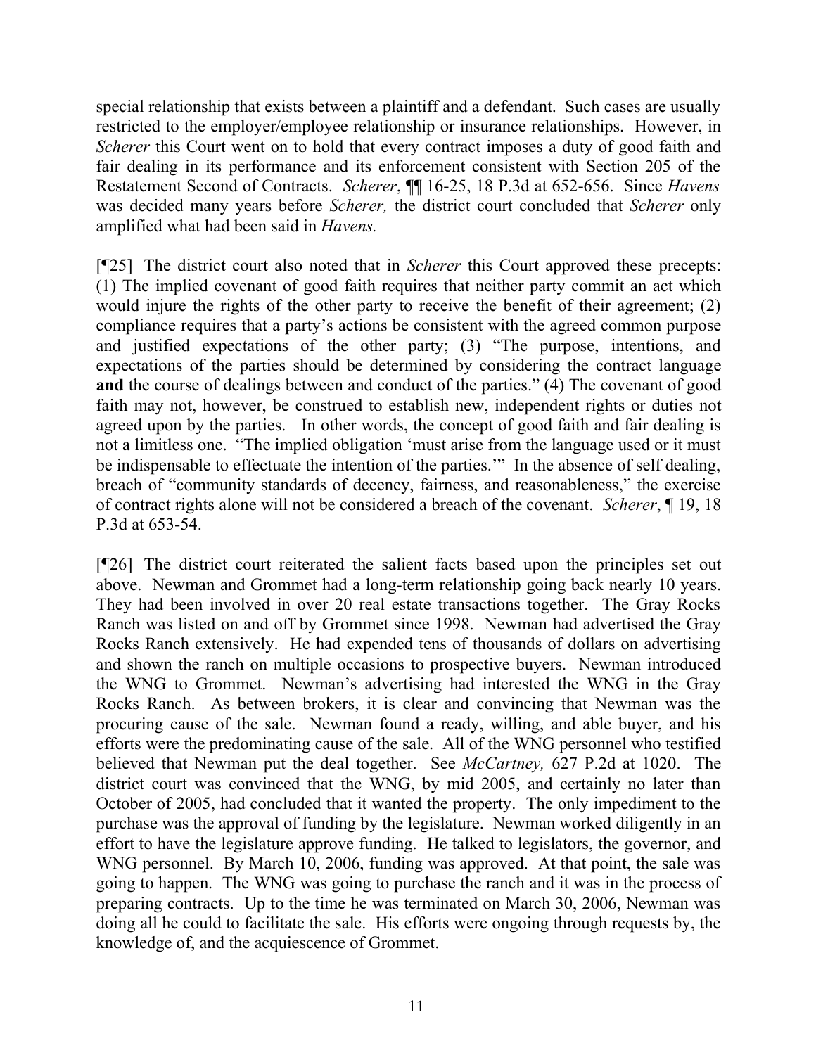special relationship that exists between a plaintiff and a defendant. Such cases are usually restricted to the employer/employee relationship or insurance relationships. However, in *Scherer* this Court went on to hold that every contract imposes a duty of good faith and fair dealing in its performance and its enforcement consistent with Section 205 of the Restatement Second of Contracts. *Scherer*, ¶¶ 16-25, 18 P.3d at 652-656. Since *Havens* was decided many years before *Scherer,* the district court concluded that *Scherer* only amplified what had been said in *Havens.*

[¶25] The district court also noted that in *Scherer* this Court approved these precepts: (1) The implied covenant of good faith requires that neither party commit an act which would injure the rights of the other party to receive the benefit of their agreement; (2) compliance requires that a party's actions be consistent with the agreed common purpose and justified expectations of the other party; (3) "The purpose, intentions, and expectations of the parties should be determined by considering the contract language **and** the course of dealings between and conduct of the parties." (4) The covenant of good faith may not, however, be construed to establish new, independent rights or duties not agreed upon by the parties. In other words, the concept of good faith and fair dealing is not a limitless one. "The implied obligation 'must arise from the language used or it must be indispensable to effectuate the intention of the parties.'" In the absence of self dealing, breach of "community standards of decency, fairness, and reasonableness," the exercise of contract rights alone will not be considered a breach of the covenant. *Scherer*, ¶ 19, 18 P.3d at 653-54.

[¶26] The district court reiterated the salient facts based upon the principles set out above. Newman and Grommet had a long-term relationship going back nearly 10 years. They had been involved in over 20 real estate transactions together. The Gray Rocks Ranch was listed on and off by Grommet since 1998. Newman had advertised the Gray Rocks Ranch extensively. He had expended tens of thousands of dollars on advertising and shown the ranch on multiple occasions to prospective buyers. Newman introduced the WNG to Grommet. Newman's advertising had interested the WNG in the Gray Rocks Ranch. As between brokers, it is clear and convincing that Newman was the procuring cause of the sale. Newman found a ready, willing, and able buyer, and his efforts were the predominating cause of the sale. All of the WNG personnel who testified believed that Newman put the deal together. See *McCartney,* 627 P.2d at 1020. The district court was convinced that the WNG, by mid 2005, and certainly no later than October of 2005, had concluded that it wanted the property. The only impediment to the purchase was the approval of funding by the legislature. Newman worked diligently in an effort to have the legislature approve funding. He talked to legislators, the governor, and WNG personnel. By March 10, 2006, funding was approved. At that point, the sale was going to happen. The WNG was going to purchase the ranch and it was in the process of preparing contracts. Up to the time he was terminated on March 30, 2006, Newman was doing all he could to facilitate the sale. His efforts were ongoing through requests by, the knowledge of, and the acquiescence of Grommet.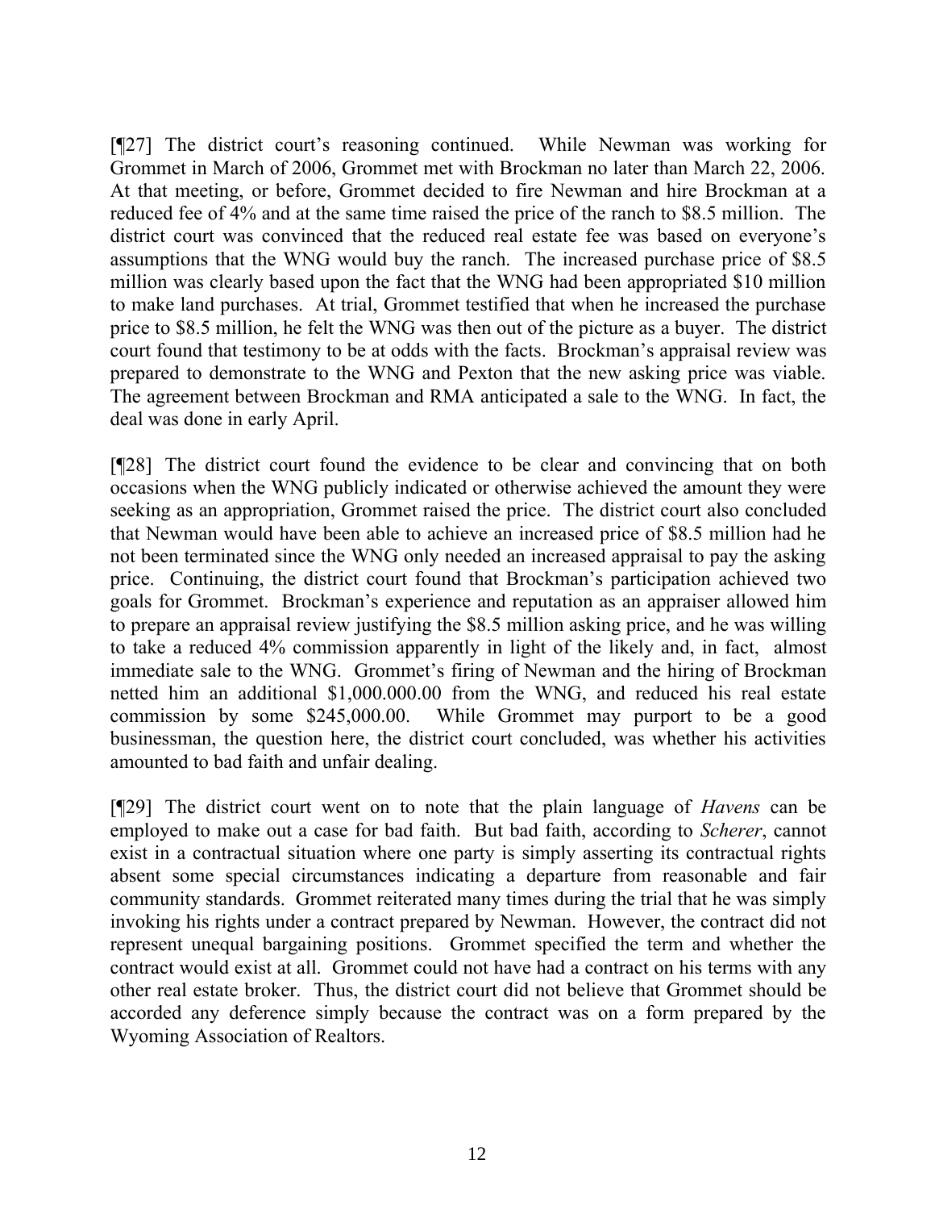[¶27] The district court's reasoning continued. While Newman was working for Grommet in March of 2006, Grommet met with Brockman no later than March 22, 2006. At that meeting, or before, Grommet decided to fire Newman and hire Brockman at a reduced fee of 4% and at the same time raised the price of the ranch to $8.5 million. The district court was convinced that the reduced real estate fee was based on everyone's assumptions that the WNG would buy the ranch. The increased purchase price of $8.5 million was clearly based upon the fact that the WNG had been appropriated $10 million to make land purchases. At trial, Grommet testified that when he increased the purchase price to $8.5 million, he felt the WNG was then out of the picture as a buyer. The district court found that testimony to be at odds with the facts. Brockman's appraisal review was prepared to demonstrate to the WNG and Pexton that the new asking price was viable. The agreement between Brockman and RMA anticipated a sale to the WNG. In fact, the deal was done in early April.

[¶28] The district court found the evidence to be clear and convincing that on both occasions when the WNG publicly indicated or otherwise achieved the amount they were seeking as an appropriation, Grommet raised the price. The district court also concluded that Newman would have been able to achieve an increased price of $8.5 million had he not been terminated since the WNG only needed an increased appraisal to pay the asking price. Continuing, the district court found that Brockman's participation achieved two goals for Grommet. Brockman's experience and reputation as an appraiser allowed him to prepare an appraisal review justifying the $8.5 million asking price, and he was willing to take a reduced 4% commission apparently in light of the likely and, in fact, almost immediate sale to the WNG. Grommet's firing of Newman and the hiring of Brockman netted him an additional $1,000.000.00 from the WNG, and reduced his real estate commission by some $245,000.00. While Grommet may purport to be a good businessman, the question here, the district court concluded, was whether his activities amounted to bad faith and unfair dealing.

[¶29] The district court went on to note that the plain language of *Havens* can be employed to make out a case for bad faith. But bad faith, according to *Scherer*, cannot exist in a contractual situation where one party is simply asserting its contractual rights absent some special circumstances indicating a departure from reasonable and fair community standards. Grommet reiterated many times during the trial that he was simply invoking his rights under a contract prepared by Newman. However, the contract did not represent unequal bargaining positions. Grommet specified the term and whether the contract would exist at all. Grommet could not have had a contract on his terms with any other real estate broker. Thus, the district court did not believe that Grommet should be accorded any deference simply because the contract was on a form prepared by the Wyoming Association of Realtors.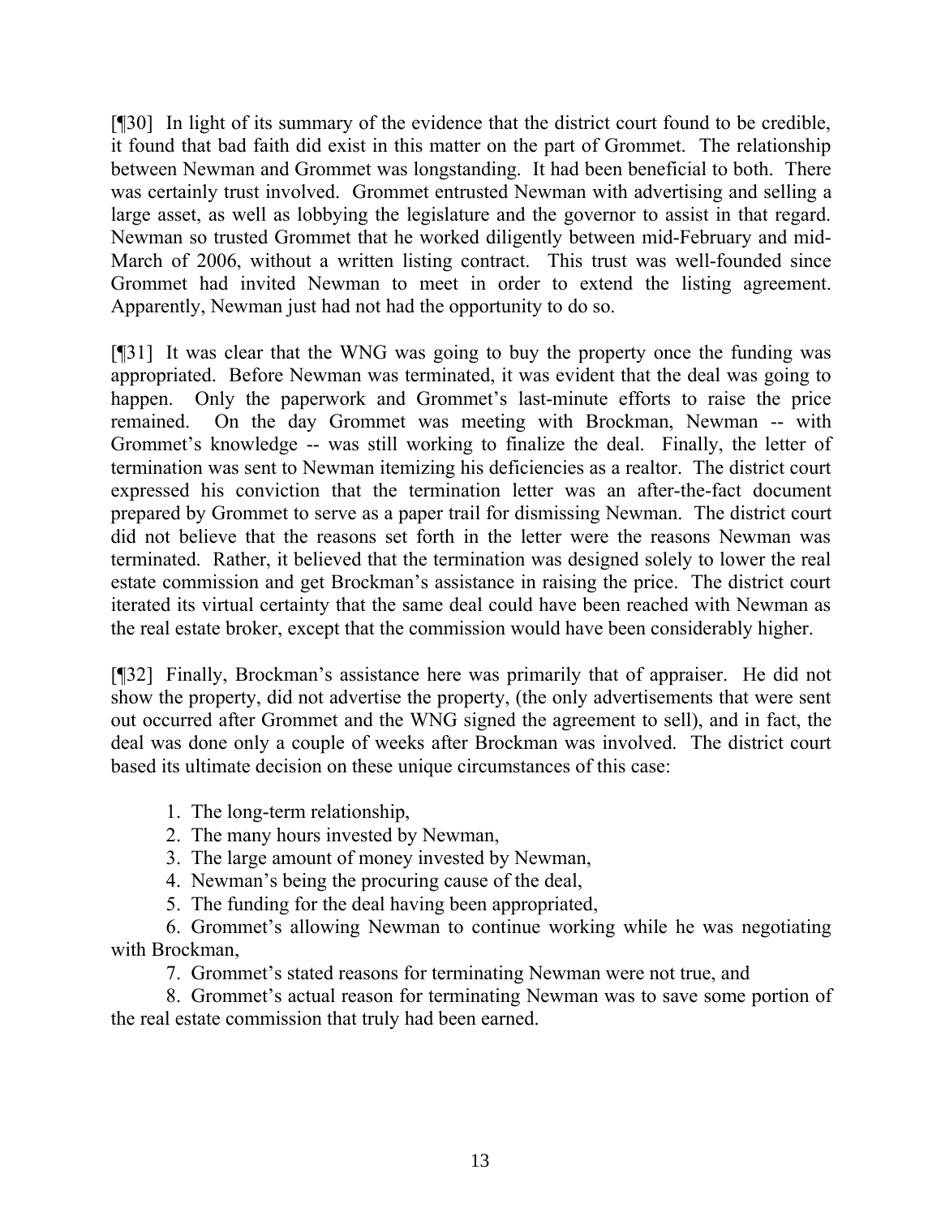[¶30] In light of its summary of the evidence that the district court found to be credible, it found that bad faith did exist in this matter on the part of Grommet. The relationship between Newman and Grommet was longstanding. It had been beneficial to both. There was certainly trust involved. Grommet entrusted Newman with advertising and selling a large asset, as well as lobbying the legislature and the governor to assist in that regard. Newman so trusted Grommet that he worked diligently between mid-February and mid-March of 2006, without a written listing contract. This trust was well-founded since Grommet had invited Newman to meet in order to extend the listing agreement. Apparently, Newman just had not had the opportunity to do so.

[¶31] It was clear that the WNG was going to buy the property once the funding was appropriated. Before Newman was terminated, it was evident that the deal was going to happen. Only the paperwork and Grommet's last-minute efforts to raise the price remained. On the day Grommet was meeting with Brockman, Newman -- with Grommet's knowledge -- was still working to finalize the deal. Finally, the letter of termination was sent to Newman itemizing his deficiencies as a realtor. The district court expressed his conviction that the termination letter was an after-the-fact document prepared by Grommet to serve as a paper trail for dismissing Newman. The district court did not believe that the reasons set forth in the letter were the reasons Newman was terminated. Rather, it believed that the termination was designed solely to lower the real estate commission and get Brockman's assistance in raising the price. The district court iterated its virtual certainty that the same deal could have been reached with Newman as the real estate broker, except that the commission would have been considerably higher.

[¶32] Finally, Brockman's assistance here was primarily that of appraiser. He did not show the property, did not advertise the property, (the only advertisements that were sent out occurred after Grommet and the WNG signed the agreement to sell), and in fact, the deal was done only a couple of weeks after Brockman was involved. The district court based its ultimate decision on these unique circumstances of this case:

1. The long-term relationship,
2. The many hours invested by Newman,
3. The large amount of money invested by Newman,
4. Newman's being the procuring cause of the deal,
5. The funding for the deal having been appropriated,
6. Grommet's allowing Newman to continue working while he was negotiating with Brockman,
7. Grommet's stated reasons for terminating Newman were not true, and
8. Grommet's actual reason for terminating Newman was to save some portion of the real estate commission that truly had been earned.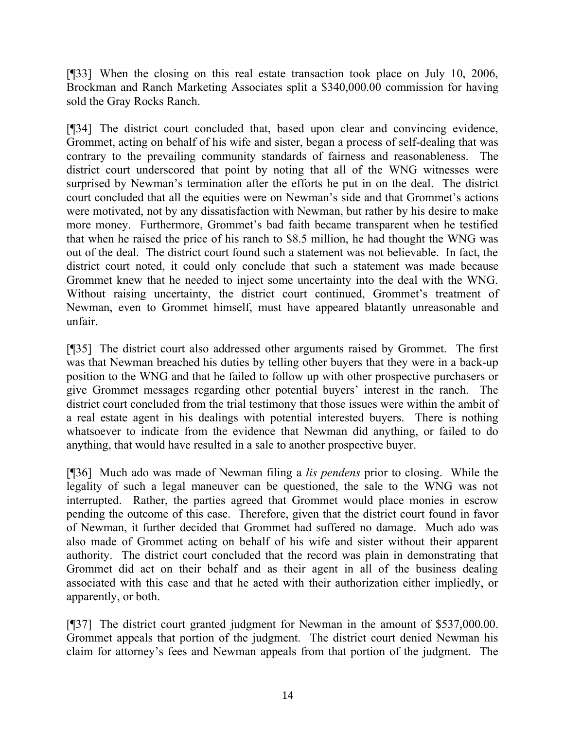[¶33] When the closing on this real estate transaction took place on July 10, 2006, Brockman and Ranch Marketing Associates split a $340,000.00 commission for having sold the Gray Rocks Ranch.

[¶34] The district court concluded that, based upon clear and convincing evidence, Grommet, acting on behalf of his wife and sister, began a process of self-dealing that was contrary to the prevailing community standards of fairness and reasonableness. The district court underscored that point by noting that all of the WNG witnesses were surprised by Newman's termination after the efforts he put in on the deal. The district court concluded that all the equities were on Newman's side and that Grommet's actions were motivated, not by any dissatisfaction with Newman, but rather by his desire to make more money. Furthermore, Grommet's bad faith became transparent when he testified that when he raised the price of his ranch to $8.5 million, he had thought the WNG was out of the deal. The district court found such a statement was not believable. In fact, the district court noted, it could only conclude that such a statement was made because Grommet knew that he needed to inject some uncertainty into the deal with the WNG. Without raising uncertainty, the district court continued, Grommet's treatment of Newman, even to Grommet himself, must have appeared blatantly unreasonable and unfair.

[¶35] The district court also addressed other arguments raised by Grommet. The first was that Newman breached his duties by telling other buyers that they were in a back-up position to the WNG and that he failed to follow up with other prospective purchasers or give Grommet messages regarding other potential buyers' interest in the ranch. The district court concluded from the trial testimony that those issues were within the ambit of a real estate agent in his dealings with potential interested buyers. There is nothing whatsoever to indicate from the evidence that Newman did anything, or failed to do anything, that would have resulted in a sale to another prospective buyer.

[¶36] Much ado was made of Newman filing a *lis pendens* prior to closing. While the legality of such a legal maneuver can be questioned, the sale to the WNG was not interrupted. Rather, the parties agreed that Grommet would place monies in escrow pending the outcome of this case. Therefore, given that the district court found in favor of Newman, it further decided that Grommet had suffered no damage. Much ado was also made of Grommet acting on behalf of his wife and sister without their apparent authority. The district court concluded that the record was plain in demonstrating that Grommet did act on their behalf and as their agent in all of the business dealing associated with this case and that he acted with their authorization either impliedly, or apparently, or both.

[¶37] The district court granted judgment for Newman in the amount of $537,000.00. Grommet appeals that portion of the judgment. The district court denied Newman his claim for attorney's fees and Newman appeals from that portion of the judgment. The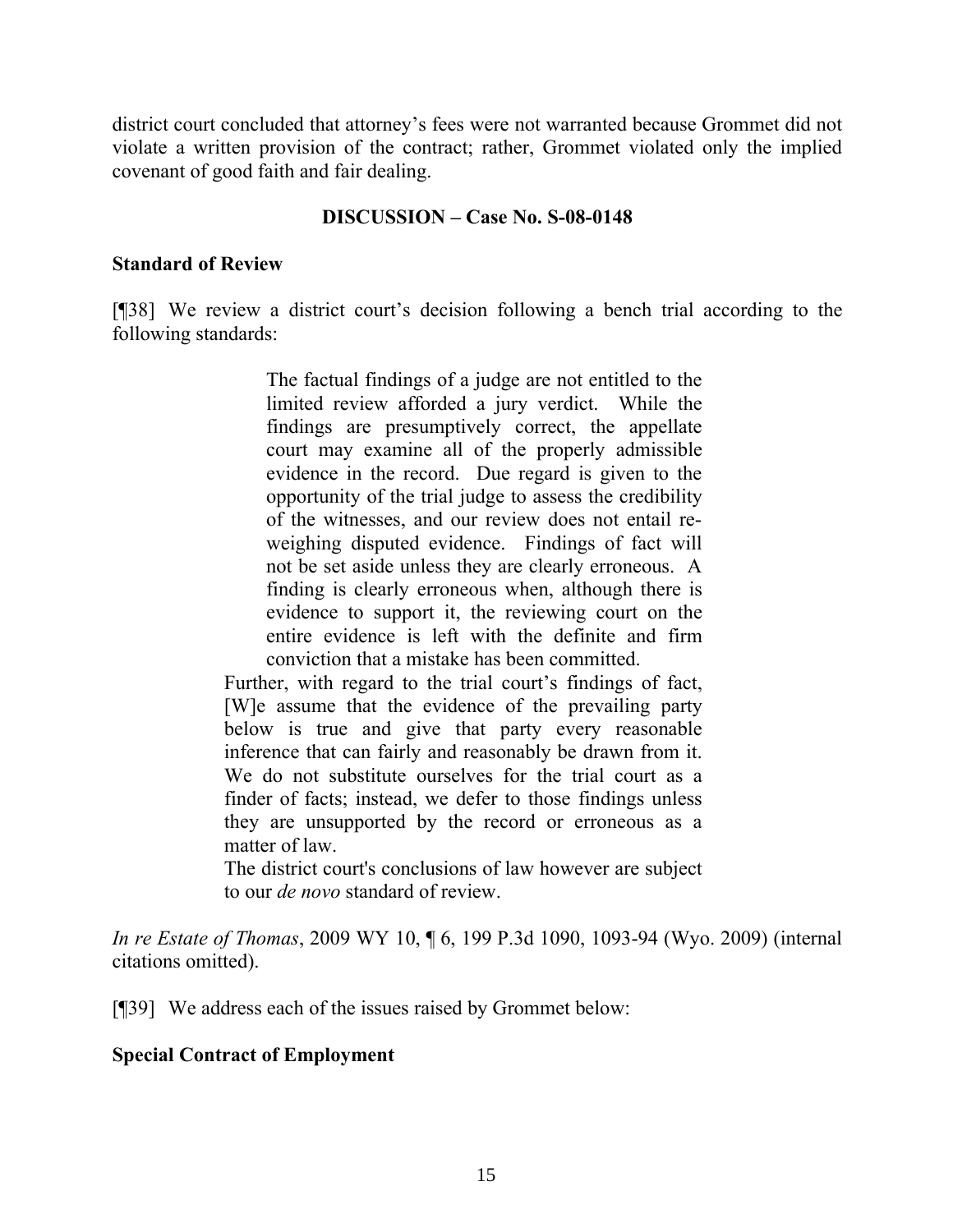district court concluded that attorney's fees were not warranted because Grommet did not violate a written provision of the contract; rather, Grommet violated only the implied covenant of good faith and fair dealing.

## DISCUSSION – Case No. S-08-0148

### Standard of Review

[¶38] We review a district court's decision following a bench trial according to the following standards:

> The factual findings of a judge are not entitled to the limited review afforded a jury verdict. While the findings are presumptively correct, the appellate court may examine all of the properly admissible evidence in the record. Due regard is given to the opportunity of the trial judge to assess the credibility of the witnesses, and our review does not entail re-weighing disputed evidence. Findings of fact will not be set aside unless they are clearly erroneous. A finding is clearly erroneous when, although there is evidence to support it, the reviewing court on the entire evidence is left with the definite and firm conviction that a mistake has been committed.
>
> Further, with regard to the trial court's findings of fact, [W]e assume that the evidence of the prevailing party below is true and give that party every reasonable inference that can fairly and reasonably be drawn from it. We do not substitute ourselves for the trial court as a finder of facts; instead, we defer to those findings unless they are unsupported by the record or erroneous as a matter of law.
>
> The district court's conclusions of law however are subject to our *de novo* standard of review.

*In re Estate of Thomas*, 2009 WY 10, ¶ 6, 199 P.3d 1090, 1093-94 (Wyo. 2009) (internal citations omitted).

[¶39] We address each of the issues raised by Grommet below:

### Special Contract of Employment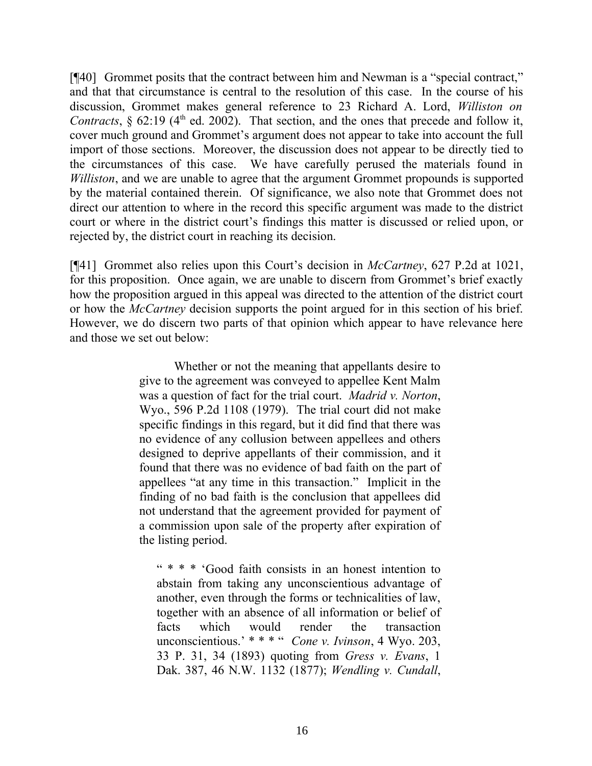[¶40] Grommet posits that the contract between him and Newman is a "special contract," and that that circumstance is central to the resolution of this case. In the course of his discussion, Grommet makes general reference to 23 Richard A. Lord, *Williston on Contracts*, § 62:19 (4th ed. 2002). That section, and the ones that precede and follow it, cover much ground and Grommet's argument does not appear to take into account the full import of those sections. Moreover, the discussion does not appear to be directly tied to the circumstances of this case. We have carefully perused the materials found in *Williston*, and we are unable to agree that the argument Grommet propounds is supported by the material contained therein. Of significance, we also note that Grommet does not direct our attention to where in the record this specific argument was made to the district court or where in the district court's findings this matter is discussed or relied upon, or rejected by, the district court in reaching its decision.

[¶41] Grommet also relies upon this Court's decision in *McCartney*, 627 P.2d at 1021, for this proposition. Once again, we are unable to discern from Grommet's brief exactly how the proposition argued in this appeal was directed to the attention of the district court or how the *McCartney* decision supports the point argued for in this section of his brief. However, we do discern two parts of that opinion which appear to have relevance here and those we set out below:

> Whether or not the meaning that appellants desire to give to the agreement was conveyed to appellee Kent Malm was a question of fact for the trial court. *Madrid v. Norton*, Wyo., 596 P.2d 1108 (1979). The trial court did not make specific findings in this regard, but it did find that there was no evidence of any collusion between appellees and others designed to deprive appellants of their commission, and it found that there was no evidence of bad faith on the part of appellees "at any time in this transaction." Implicit in the finding of no bad faith is the conclusion that appellees did not understand that the agreement provided for payment of a commission upon sale of the property after expiration of the listing period.
>
> " * * * 'Good faith consists in an honest intention to abstain from taking any unconscientious advantage of another, even through the forms or technicalities of law, together with an absence of all information or belief of facts which would render the transaction unconscientious.' * * * " *Cone v. Ivinson*, 4 Wyo. 203, 33 P. 31, 34 (1893) quoting from *Gress v. Evans*, 1 Dak. 387, 46 N.W. 1132 (1877); *Wendling v. Cundall*,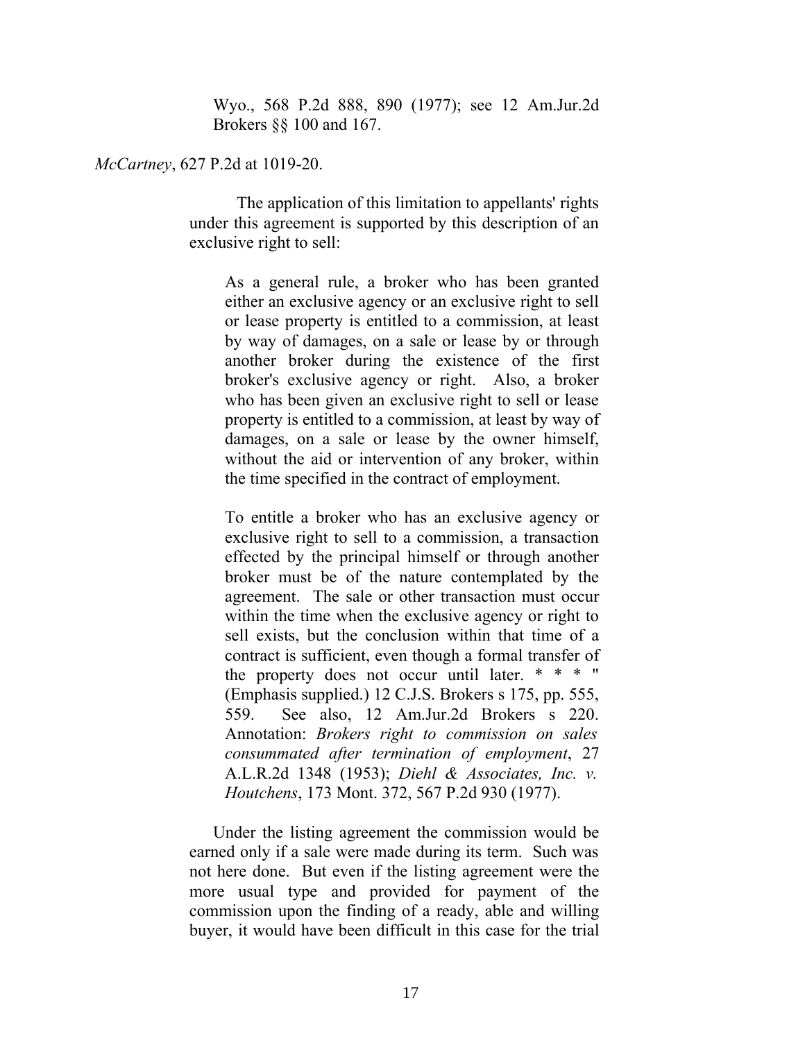> Wyo., 568 P.2d 888, 890 (1977); see 12 Am.Jur.2d Brokers §§ 100 and 167.

*McCartney*, 627 P.2d at 1019-20.

> The application of this limitation to appellants' rights under this agreement is supported by this description of an exclusive right to sell:
>
> > As a general rule, a broker who has been granted either an exclusive agency or an exclusive right to sell or lease property is entitled to a commission, at least by way of damages, on a sale or lease by or through another broker during the existence of the first broker's exclusive agency or right. Also, a broker who has been given an exclusive right to sell or lease property is entitled to a commission, at least by way of damages, on a sale or lease by the owner himself, without the aid or intervention of any broker, within the time specified in the contract of employment.
> >
> > To entitle a broker who has an exclusive agency or exclusive right to sell to a commission, a transaction effected by the principal himself or through another broker must be of the nature contemplated by the agreement. The sale or other transaction must occur within the time when the exclusive agency or right to sell exists, but the conclusion within that time of a contract is sufficient, even though a formal transfer of the property does not occur until later. * * * " (Emphasis supplied.) 12 C.J.S. Brokers s 175, pp. 555, 559. See also, 12 Am.Jur.2d Brokers s 220. Annotation: *Brokers right to commission on sales consummated after termination of employment*, 27 A.L.R.2d 1348 (1953); *Diehl & Associates, Inc. v. Houtchens*, 173 Mont. 372, 567 P.2d 930 (1977).
>
> Under the listing agreement the commission would be earned only if a sale were made during its term. Such was not here done. But even if the listing agreement were the more usual type and provided for payment of the commission upon the finding of a ready, able and willing buyer, it would have been difficult in this case for the trial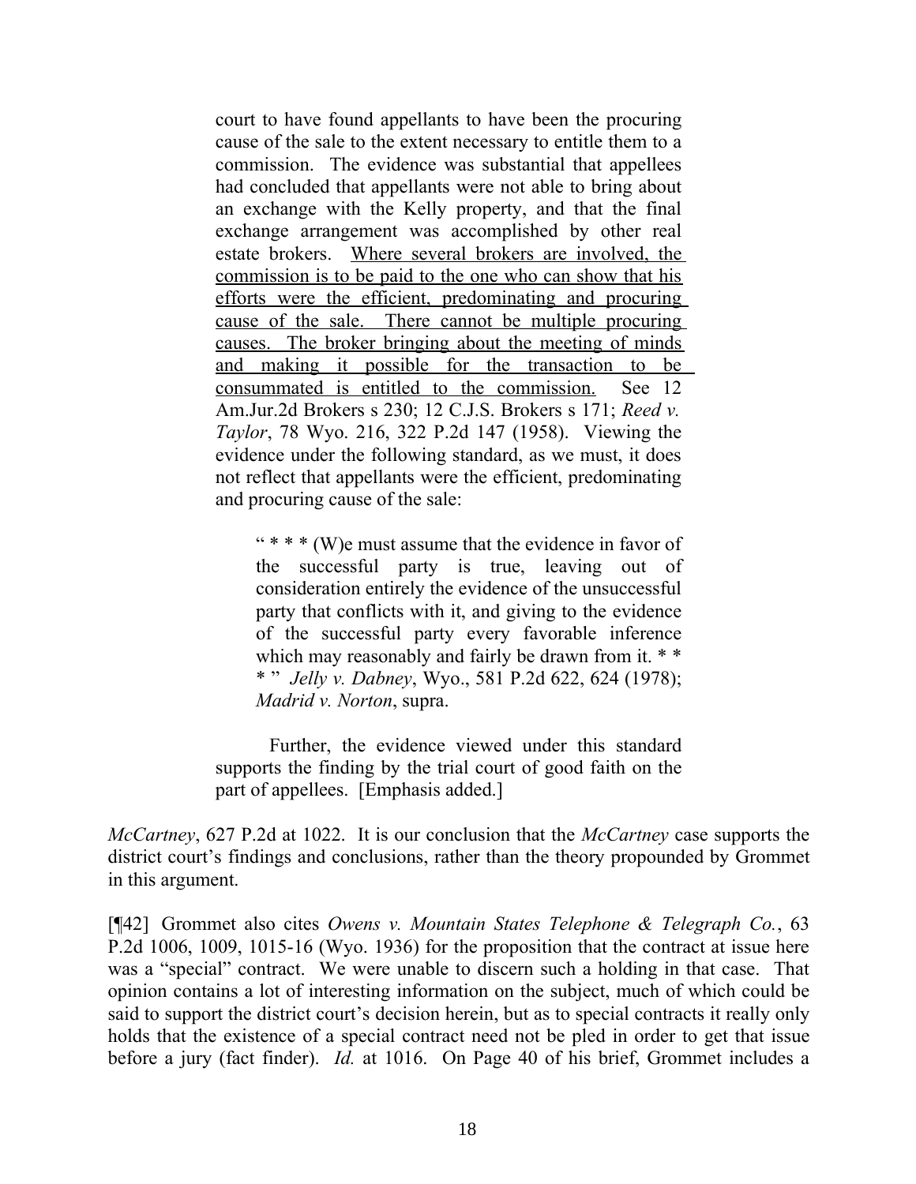> court to have found appellants to have been the procuring cause of the sale to the extent necessary to entitle them to a commission. The evidence was substantial that appellees had concluded that appellants were not able to bring about an exchange with the Kelly property, and that the final exchange arrangement was accomplished by other real estate brokers. <u>Where several brokers are involved, the commission is to be paid to the one who can show that his efforts were the efficient, predominating and procuring cause of the sale. There cannot be multiple procuring causes. The broker bringing about the meeting of minds and making it possible for the transaction to be consummated is entitled to the commission.</u> See 12 Am.Jur.2d Brokers s 230; 12 C.J.S. Brokers s 171; *Reed v. Taylor*, 78 Wyo. 216, 322 P.2d 147 (1958). Viewing the evidence under the following standard, as we must, it does not reflect that appellants were the efficient, predominating and procuring cause of the sale:
>
> > " * * * (W)e must assume that the evidence in favor of the successful party is true, leaving out of consideration entirely the evidence of the unsuccessful party that conflicts with it, and giving to the evidence of the successful party every favorable inference which may reasonably and fairly be drawn from it. * * * " *Jelly v. Dabney*, Wyo., 581 P.2d 622, 624 (1978); *Madrid v. Norton*, supra.
>
> Further, the evidence viewed under this standard supports the finding by the trial court of good faith on the part of appellees. [Emphasis added.]

*McCartney*, 627 P.2d at 1022. It is our conclusion that the *McCartney* case supports the district court's findings and conclusions, rather than the theory propounded by Grommet in this argument.

[¶42] Grommet also cites *Owens v. Mountain States Telephone & Telegraph Co.*, 63 P.2d 1006, 1009, 1015-16 (Wyo. 1936) for the proposition that the contract at issue here was a "special" contract. We were unable to discern such a holding in that case. That opinion contains a lot of interesting information on the subject, much of which could be said to support the district court's decision herein, but as to special contracts it really only holds that the existence of a special contract need not be pled in order to get that issue before a jury (fact finder). *Id.* at 1016. On Page 40 of his brief, Grommet includes a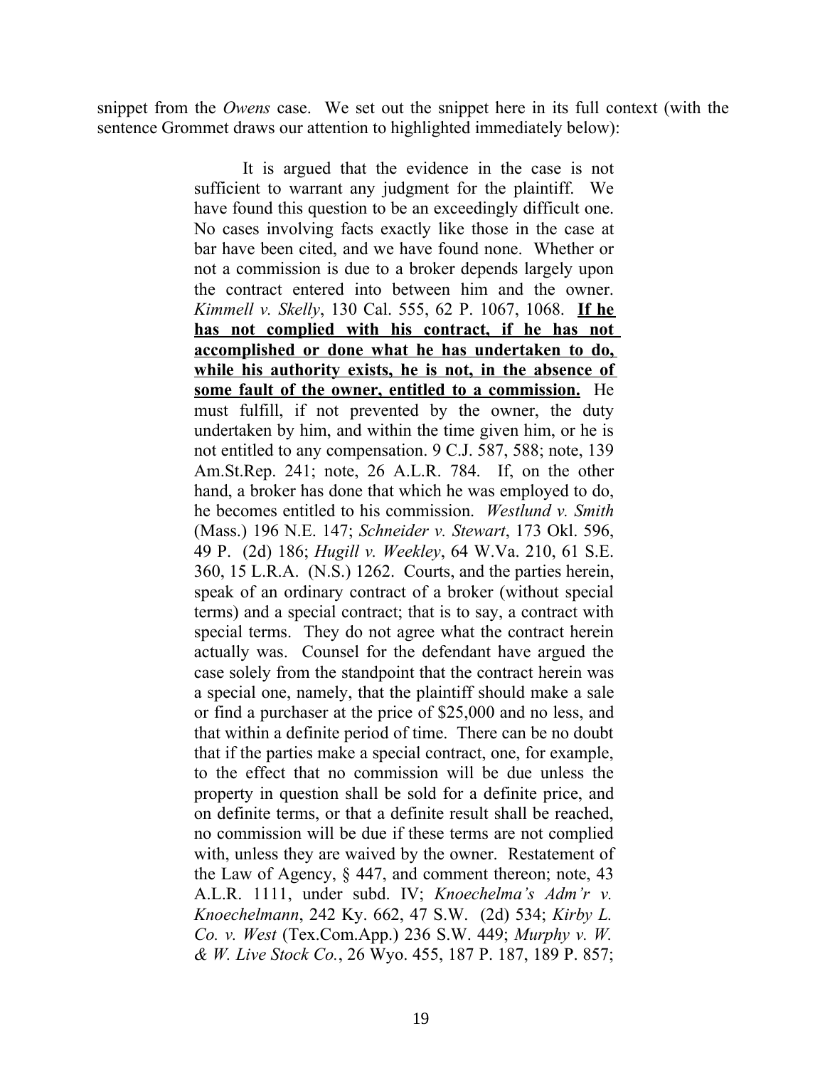snippet from the *Owens* case. We set out the snippet here in its full context (with the sentence Grommet draws our attention to highlighted immediately below):

> It is argued that the evidence in the case is not sufficient to warrant any judgment for the plaintiff. We have found this question to be an exceedingly difficult one. No cases involving facts exactly like those in the case at bar have been cited, and we have found none. Whether or not a commission is due to a broker depends largely upon the contract entered into between him and the owner. *Kimmell v. Skelly*, 130 Cal. 555, 62 P. 1067, 1068. **If he has not complied with his contract, if he has not accomplished or done what he has undertaken to do, while his authority exists, he is not, in the absence of some fault of the owner, entitled to a commission.** He must fulfill, if not prevented by the owner, the duty undertaken by him, and within the time given him, or he is not entitled to any compensation. 9 C.J. 587, 588; note, 139 Am.St.Rep. 241; note, 26 A.L.R. 784. If, on the other hand, a broker has done that which he was employed to do, he becomes entitled to his commission. *Westlund v. Smith* (Mass.) 196 N.E. 147; *Schneider v. Stewart*, 173 Okl. 596, 49 P. (2d) 186; *Hugill v. Weekley*, 64 W.Va. 210, 61 S.E. 360, 15 L.R.A. (N.S.) 1262. Courts, and the parties herein, speak of an ordinary contract of a broker (without special terms) and a special contract; that is to say, a contract with special terms. They do not agree what the contract herein actually was. Counsel for the defendant have argued the case solely from the standpoint that the contract herein was a special one, namely, that the plaintiff should make a sale or find a purchaser at the price of $25,000 and no less, and that within a definite period of time. There can be no doubt that if the parties make a special contract, one, for example, to the effect that no commission will be due unless the property in question shall be sold for a definite price, and on definite terms, or that a definite result shall be reached, no commission will be due if these terms are not complied with, unless they are waived by the owner. Restatement of the Law of Agency, § 447, and comment thereon; note, 43 A.L.R. 1111, under subd. IV; *Knoechelma's Adm'r v. Knoechelmann*, 242 Ky. 662, 47 S.W. (2d) 534; *Kirby L. Co. v. West* (Tex.Com.App.) 236 S.W. 449; *Murphy v. W. & W. Live Stock Co.*, 26 Wyo. 455, 187 P. 187, 189 P. 857;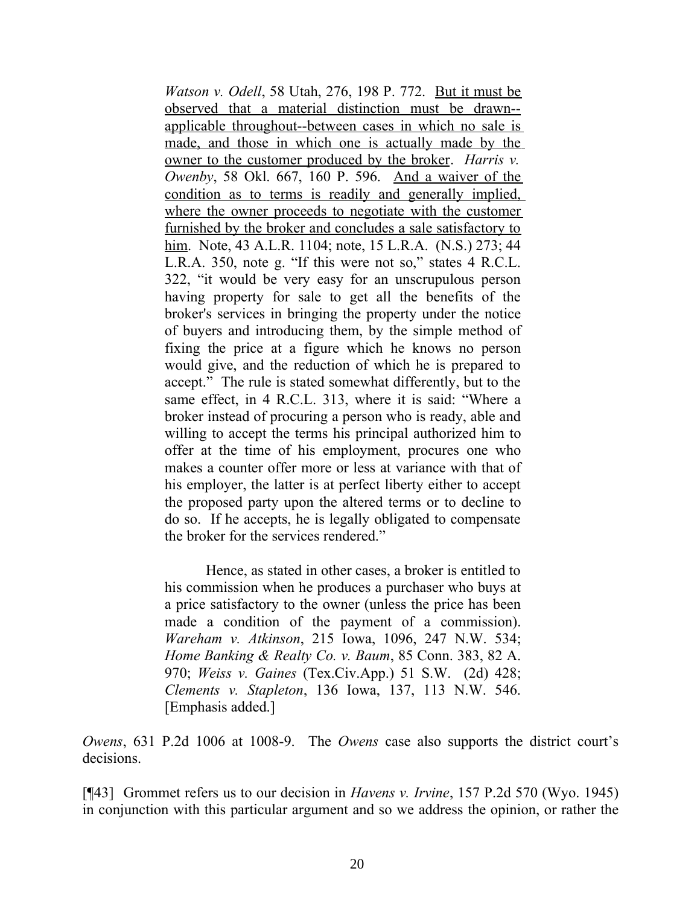*Watson v. Odell*, 58 Utah, 276, 198 P. 772. <u>But it must be observed that a material distinction must be drawn--applicable throughout--between cases in which no sale is made, and those in which one is actually made by the owner to the customer produced by the broker</u>. *Harris v. Owenby*, 58 Okl. 667, 160 P. 596. <u>And a waiver of the condition as to terms is readily and generally implied, where the owner proceeds to negotiate with the customer furnished by the broker and concludes a sale satisfactory to him</u>. Note, 43 A.L.R. 1104; note, 15 L.R.A. (N.S.) 273; 44 L.R.A. 350, note g. "If this were not so," states 4 R.C.L. 322, "it would be very easy for an unscrupulous person having property for sale to get all the benefits of the broker's services in bringing the property under the notice of buyers and introducing them, by the simple method of fixing the price at a figure which he knows no person would give, and the reduction of which he is prepared to accept." The rule is stated somewhat differently, but to the same effect, in 4 R.C.L. 313, where it is said: "Where a broker instead of procuring a person who is ready, able and willing to accept the terms his principal authorized him to offer at the time of his employment, procures one who makes a counter offer more or less at variance with that of his employer, the latter is at perfect liberty either to accept the proposed party upon the altered terms or to decline to do so. If he accepts, he is legally obligated to compensate the broker for the services rendered."

> Hence, as stated in other cases, a broker is entitled to his commission when he produces a purchaser who buys at a price satisfactory to the owner (unless the price has been made a condition of the payment of a commission). *Wareham v. Atkinson*, 215 Iowa, 1096, 247 N.W. 534; *Home Banking & Realty Co. v. Baum*, 85 Conn. 383, 82 A. 970; *Weiss v. Gaines* (Tex.Civ.App.) 51 S.W. (2d) 428; *Clements v. Stapleton*, 136 Iowa, 137, 113 N.W. 546. [Emphasis added.]

*Owens*, 631 P.2d 1006 at 1008-9. The *Owens* case also supports the district court's decisions.

[¶43] Grommet refers us to our decision in *Havens v. Irvine*, 157 P.2d 570 (Wyo. 1945) in conjunction with this particular argument and so we address the opinion, or rather the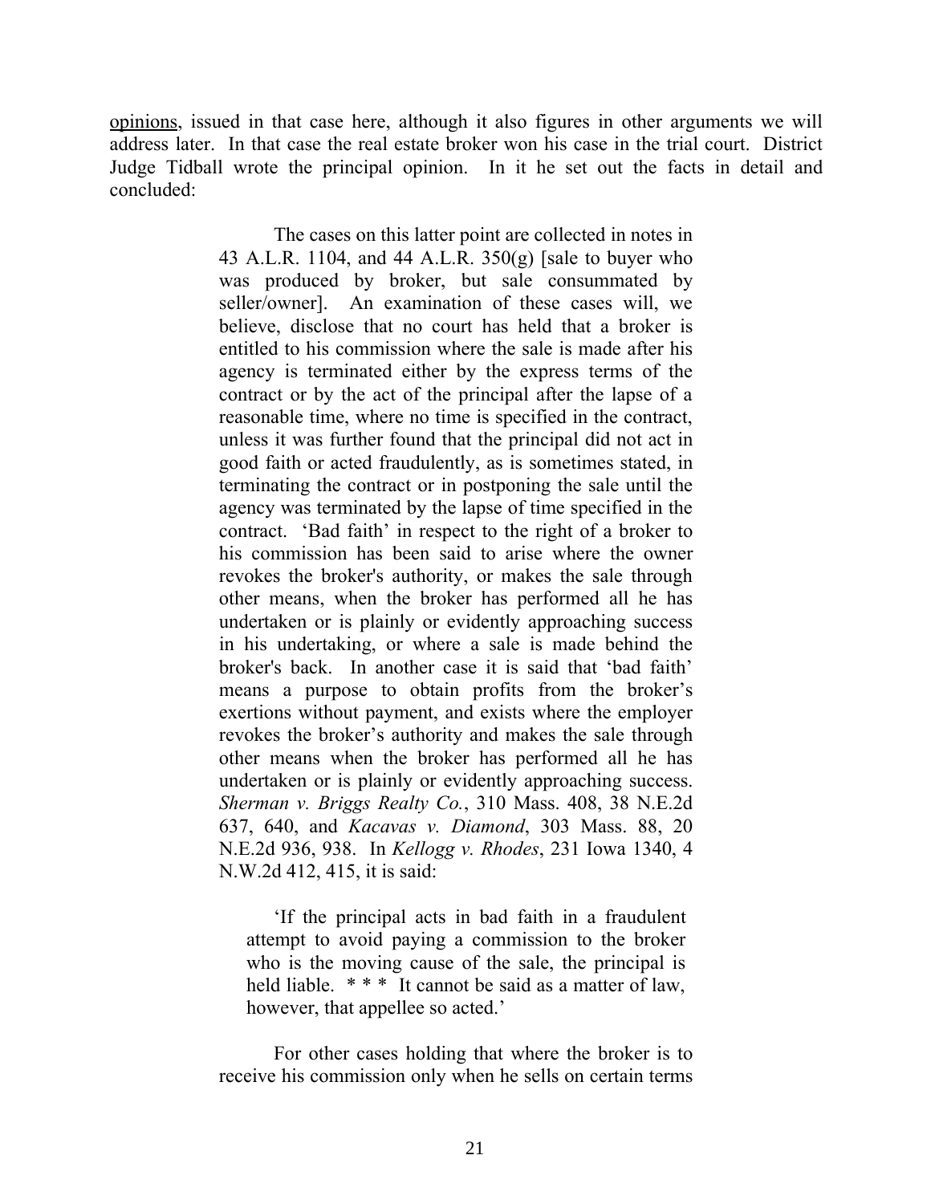opinions, issued in that case here, although it also figures in other arguments we will address later. In that case the real estate broker won his case in the trial court. District Judge Tidball wrote the principal opinion. In it he set out the facts in detail and concluded:

> The cases on this latter point are collected in notes in 43 A.L.R. 1104, and 44 A.L.R. 350(g) [sale to buyer who was produced by broker, but sale consummated by seller/owner]. An examination of these cases will, we believe, disclose that no court has held that a broker is entitled to his commission where the sale is made after his agency is terminated either by the express terms of the contract or by the act of the principal after the lapse of a reasonable time, where no time is specified in the contract, unless it was further found that the principal did not act in good faith or acted fraudulently, as is sometimes stated, in terminating the contract or in postponing the sale until the agency was terminated by the lapse of time specified in the contract. 'Bad faith' in respect to the right of a broker to his commission has been said to arise where the owner revokes the broker's authority, or makes the sale through other means, when the broker has performed all he has undertaken or is plainly or evidently approaching success in his undertaking, or where a sale is made behind the broker's back. In another case it is said that 'bad faith' means a purpose to obtain profits from the broker's exertions without payment, and exists where the employer revokes the broker's authority and makes the sale through other means when the broker has performed all he has undertaken or is plainly or evidently approaching success. *Sherman v. Briggs Realty Co.*, 310 Mass. 408, 38 N.E.2d 637, 640, and *Kacavas v. Diamond*, 303 Mass. 88, 20 N.E.2d 936, 938. In *Kellogg v. Rhodes*, 231 Iowa 1340, 4 N.W.2d 412, 415, it is said:
>
> > 'If the principal acts in bad faith in a fraudulent attempt to avoid paying a commission to the broker who is the moving cause of the sale, the principal is held liable. * * * It cannot be said as a matter of law, however, that appellee so acted.'
>
> For other cases holding that where the broker is to receive his commission only when he sells on certain terms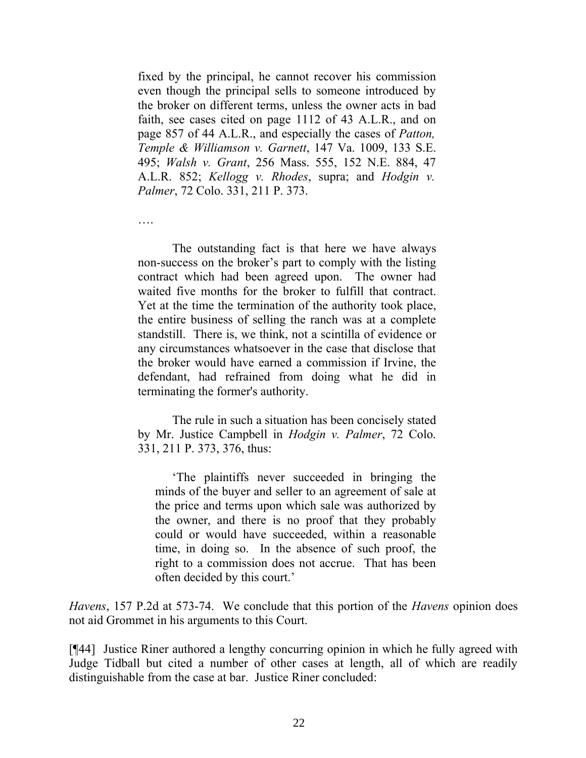> fixed by the principal, he cannot recover his commission even though the principal sells to someone introduced by the broker on different terms, unless the owner acts in bad faith, see cases cited on page 1112 of 43 A.L.R., and on page 857 of 44 A.L.R., and especially the cases of *Patton, Temple & Williamson v. Garnett*, 147 Va. 1009, 133 S.E. 495; *Walsh v. Grant*, 256 Mass. 555, 152 N.E. 884, 47 A.L.R. 852; *Kellogg v. Rhodes*, supra; and *Hodgin v. Palmer*, 72 Colo. 331, 211 P. 373.
>
> ….
>
> The outstanding fact is that here we have always non-success on the broker's part to comply with the listing contract which had been agreed upon. The owner had waited five months for the broker to fulfill that contract. Yet at the time the termination of the authority took place, the entire business of selling the ranch was at a complete standstill. There is, we think, not a scintilla of evidence or any circumstances whatsoever in the case that disclose that the broker would have earned a commission if Irvine, the defendant, had refrained from doing what he did in terminating the former's authority.
>
> The rule in such a situation has been concisely stated by Mr. Justice Campbell in *Hodgin v. Palmer*, 72 Colo. 331, 211 P. 373, 376, thus:
>
> > 'The plaintiffs never succeeded in bringing the minds of the buyer and seller to an agreement of sale at the price and terms upon which sale was authorized by the owner, and there is no proof that they probably could or would have succeeded, within a reasonable time, in doing so. In the absence of such proof, the right to a commission does not accrue. That has been often decided by this court.'

*Havens*, 157 P.2d at 573-74. We conclude that this portion of the *Havens* opinion does not aid Grommet in his arguments to this Court.

[¶44] Justice Riner authored a lengthy concurring opinion in which he fully agreed with Judge Tidball but cited a number of other cases at length, all of which are readily distinguishable from the case at bar. Justice Riner concluded: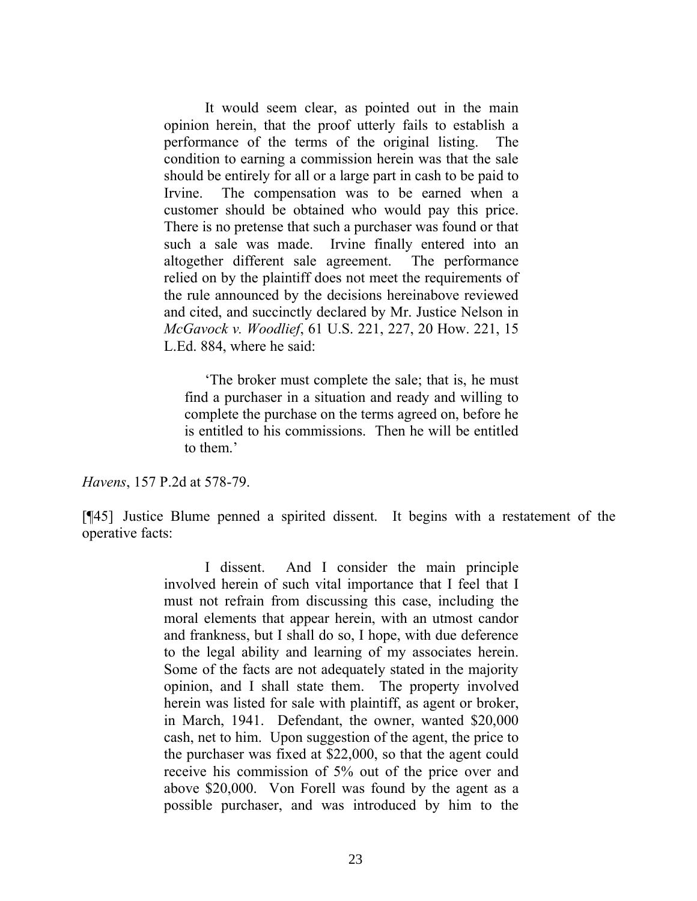> It would seem clear, as pointed out in the main opinion herein, that the proof utterly fails to establish a performance of the terms of the original listing. The condition to earning a commission herein was that the sale should be entirely for all or a large part in cash to be paid to Irvine. The compensation was to be earned when a customer should be obtained who would pay this price. There is no pretense that such a purchaser was found or that such a sale was made. Irvine finally entered into an altogether different sale agreement. The performance relied on by the plaintiff does not meet the requirements of the rule announced by the decisions hereinabove reviewed and cited, and succinctly declared by Mr. Justice Nelson in *McGavock v. Woodlief*, 61 U.S. 221, 227, 20 How. 221, 15 L.Ed. 884, where he said:
>
> > 'The broker must complete the sale; that is, he must find a purchaser in a situation and ready and willing to complete the purchase on the terms agreed on, before he is entitled to his commissions. Then he will be entitled to them.'

*Havens*, 157 P.2d at 578-79.

[¶45] Justice Blume penned a spirited dissent. It begins with a restatement of the operative facts:

> I dissent. And I consider the main principle involved herein of such vital importance that I feel that I must not refrain from discussing this case, including the moral elements that appear herein, with an utmost candor and frankness, but I shall do so, I hope, with due deference to the legal ability and learning of my associates herein. Some of the facts are not adequately stated in the majority opinion, and I shall state them. The property involved herein was listed for sale with plaintiff, as agent or broker, in March, 1941. Defendant, the owner, wanted $20,000 cash, net to him. Upon suggestion of the agent, the price to the purchaser was fixed at $22,000, so that the agent could receive his commission of 5% out of the price over and above $20,000. Von Forell was found by the agent as a possible purchaser, and was introduced by him to the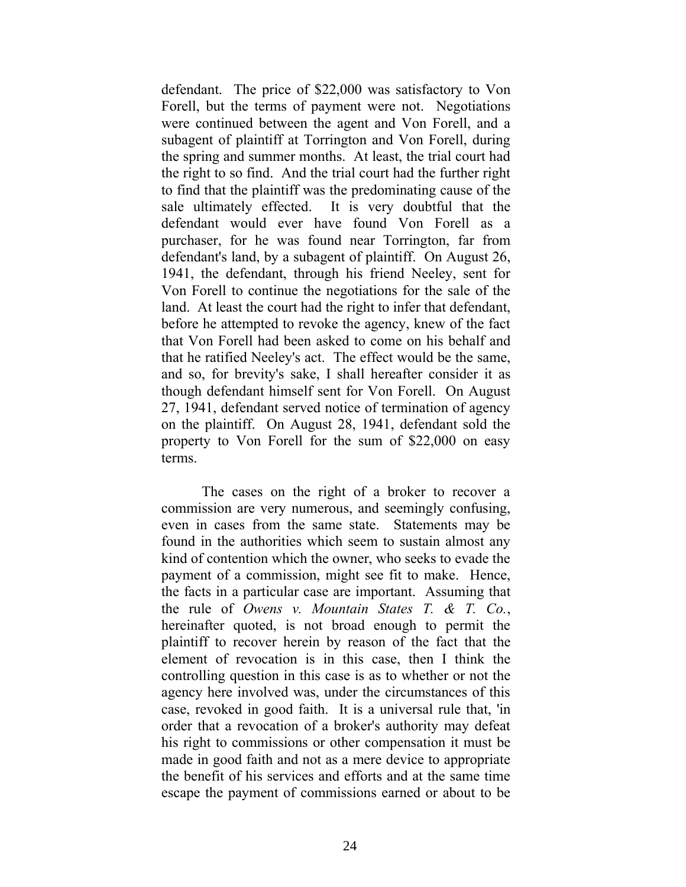defendant. The price of $22,000 was satisfactory to Von Forell, but the terms of payment were not. Negotiations were continued between the agent and Von Forell, and a subagent of plaintiff at Torrington and Von Forell, during the spring and summer months. At least, the trial court had the right to so find. And the trial court had the further right to find that the plaintiff was the predominating cause of the sale ultimately effected. It is very doubtful that the defendant would ever have found Von Forell as a purchaser, for he was found near Torrington, far from defendant's land, by a subagent of plaintiff. On August 26, 1941, the defendant, through his friend Neeley, sent for Von Forell to continue the negotiations for the sale of the land. At least the court had the right to infer that defendant, before he attempted to revoke the agency, knew of the fact that Von Forell had been asked to come on his behalf and that he ratified Neeley's act. The effect would be the same, and so, for brevity's sake, I shall hereafter consider it as though defendant himself sent for Von Forell. On August 27, 1941, defendant served notice of termination of agency on the plaintiff. On August 28, 1941, defendant sold the property to Von Forell for the sum of $22,000 on easy terms.

The cases on the right of a broker to recover a commission are very numerous, and seemingly confusing, even in cases from the same state. Statements may be found in the authorities which seem to sustain almost any kind of contention which the owner, who seeks to evade the payment of a commission, might see fit to make. Hence, the facts in a particular case are important. Assuming that the rule of *Owens v. Mountain States T. & T. Co.*, hereinafter quoted, is not broad enough to permit the plaintiff to recover herein by reason of the fact that the element of revocation is in this case, then I think the controlling question in this case is as to whether or not the agency here involved was, under the circumstances of this case, revoked in good faith. It is a universal rule that, 'in order that a revocation of a broker's authority may defeat his right to commissions or other compensation it must be made in good faith and not as a mere device to appropriate the benefit of his services and efforts and at the same time escape the payment of commissions earned or about to be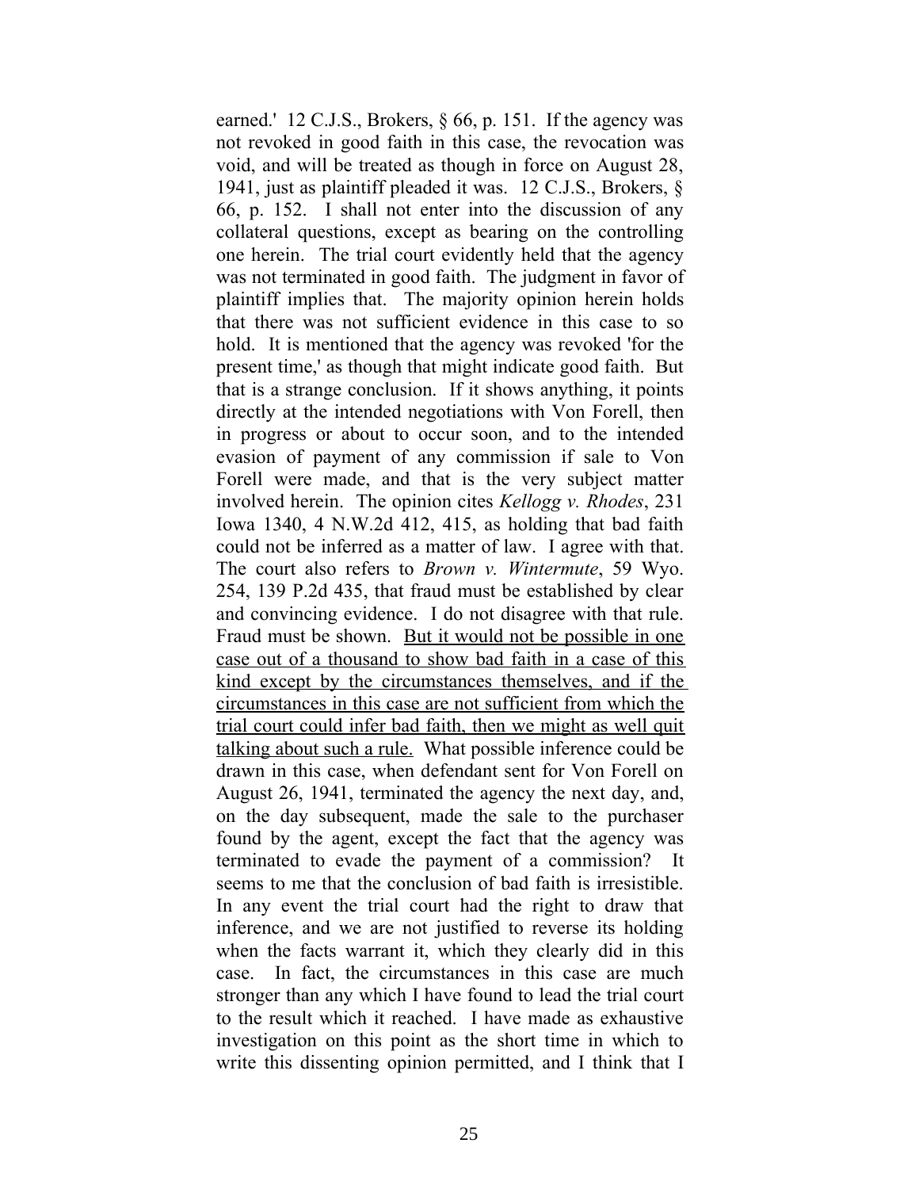earned.' 12 C.J.S., Brokers, § 66, p. 151. If the agency was not revoked in good faith in this case, the revocation was void, and will be treated as though in force on August 28, 1941, just as plaintiff pleaded it was. 12 C.J.S., Brokers, § 66, p. 152. I shall not enter into the discussion of any collateral questions, except as bearing on the controlling one herein. The trial court evidently held that the agency was not terminated in good faith. The judgment in favor of plaintiff implies that. The majority opinion herein holds that there was not sufficient evidence in this case to so hold. It is mentioned that the agency was revoked 'for the present time,' as though that might indicate good faith. But that is a strange conclusion. If it shows anything, it points directly at the intended negotiations with Von Forell, then in progress or about to occur soon, and to the intended evasion of payment of any commission if sale to Von Forell were made, and that is the very subject matter involved herein. The opinion cites *Kellogg v. Rhodes*, 231 Iowa 1340, 4 N.W.2d 412, 415, as holding that bad faith could not be inferred as a matter of law. I agree with that. The court also refers to *Brown v. Wintermute*, 59 Wyo. 254, 139 P.2d 435, that fraud must be established by clear and convincing evidence. I do not disagree with that rule. Fraud must be shown. <u>But it would not be possible in one case out of a thousand to show bad faith in a case of this kind except by the circumstances themselves, and if the circumstances in this case are not sufficient from which the trial court could infer bad faith, then we might as well quit talking about such a rule.</u> What possible inference could be drawn in this case, when defendant sent for Von Forell on August 26, 1941, terminated the agency the next day, and, on the day subsequent, made the sale to the purchaser found by the agent, except the fact that the agency was terminated to evade the payment of a commission? It seems to me that the conclusion of bad faith is irresistible. In any event the trial court had the right to draw that inference, and we are not justified to reverse its holding when the facts warrant it, which they clearly did in this case. In fact, the circumstances in this case are much stronger than any which I have found to lead the trial court to the result which it reached. I have made as exhaustive investigation on this point as the short time in which to write this dissenting opinion permitted, and I think that I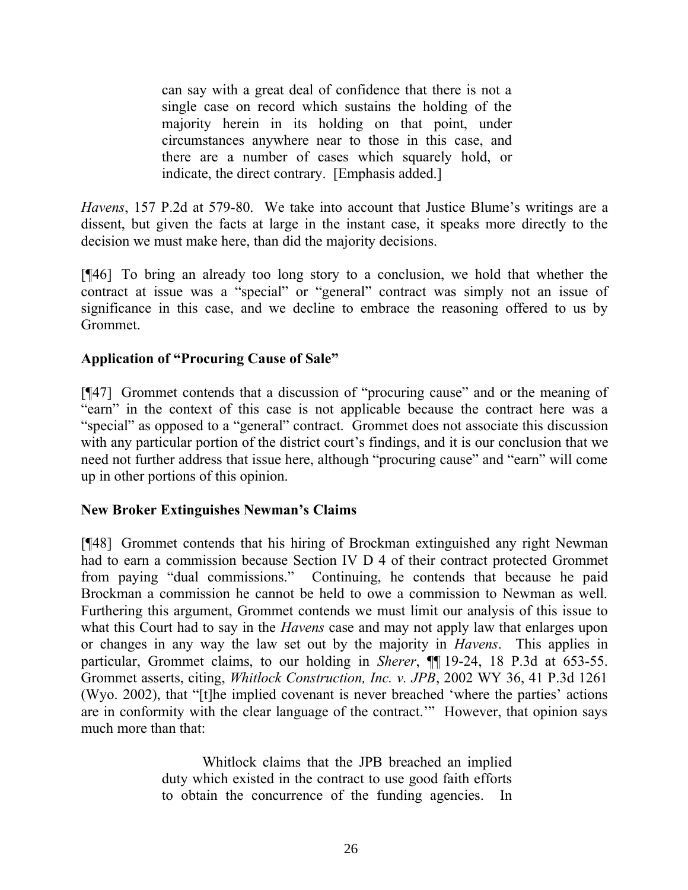> can say with a great deal of confidence that there is not a single case on record which sustains the holding of the majority herein in its holding on that point, under circumstances anywhere near to those in this case, and there are a number of cases which squarely hold, or indicate, the direct contrary. [Emphasis added.]

*Havens*, 157 P.2d at 579-80. We take into account that Justice Blume's writings are a dissent, but given the facts at large in the instant case, it speaks more directly to the decision we must make here, than did the majority decisions.

[¶46] To bring an already too long story to a conclusion, we hold that whether the contract at issue was a "special" or "general" contract was simply not an issue of significance in this case, and we decline to embrace the reasoning offered to us by Grommet.

**Application of "Procuring Cause of Sale"**

[¶47] Grommet contends that a discussion of "procuring cause" and or the meaning of "earn" in the context of this case is not applicable because the contract here was a "special" as opposed to a "general" contract. Grommet does not associate this discussion with any particular portion of the district court's findings, and it is our conclusion that we need not further address that issue here, although "procuring cause" and "earn" will come up in other portions of this opinion.

**New Broker Extinguishes Newman's Claims**

[¶48] Grommet contends that his hiring of Brockman extinguished any right Newman had to earn a commission because Section IV D 4 of their contract protected Grommet from paying "dual commissions." Continuing, he contends that because he paid Brockman a commission he cannot be held to owe a commission to Newman as well. Furthering this argument, Grommet contends we must limit our analysis of this issue to what this Court had to say in the *Havens* case and may not apply law that enlarges upon or changes in any way the law set out by the majority in *Havens*. This applies in particular, Grommet claims, to our holding in *Sherer*, ¶¶ 19-24, 18 P.3d at 653-55. Grommet asserts, citing, *Whitlock Construction, Inc. v. JPB*, 2002 WY 36, 41 P.3d 1261 (Wyo. 2002), that "[t]he implied covenant is never breached 'where the parties' actions are in conformity with the clear language of the contract.'" However, that opinion says much more than that:

> Whitlock claims that the JPB breached an implied duty which existed in the contract to use good faith efforts to obtain the concurrence of the funding agencies. In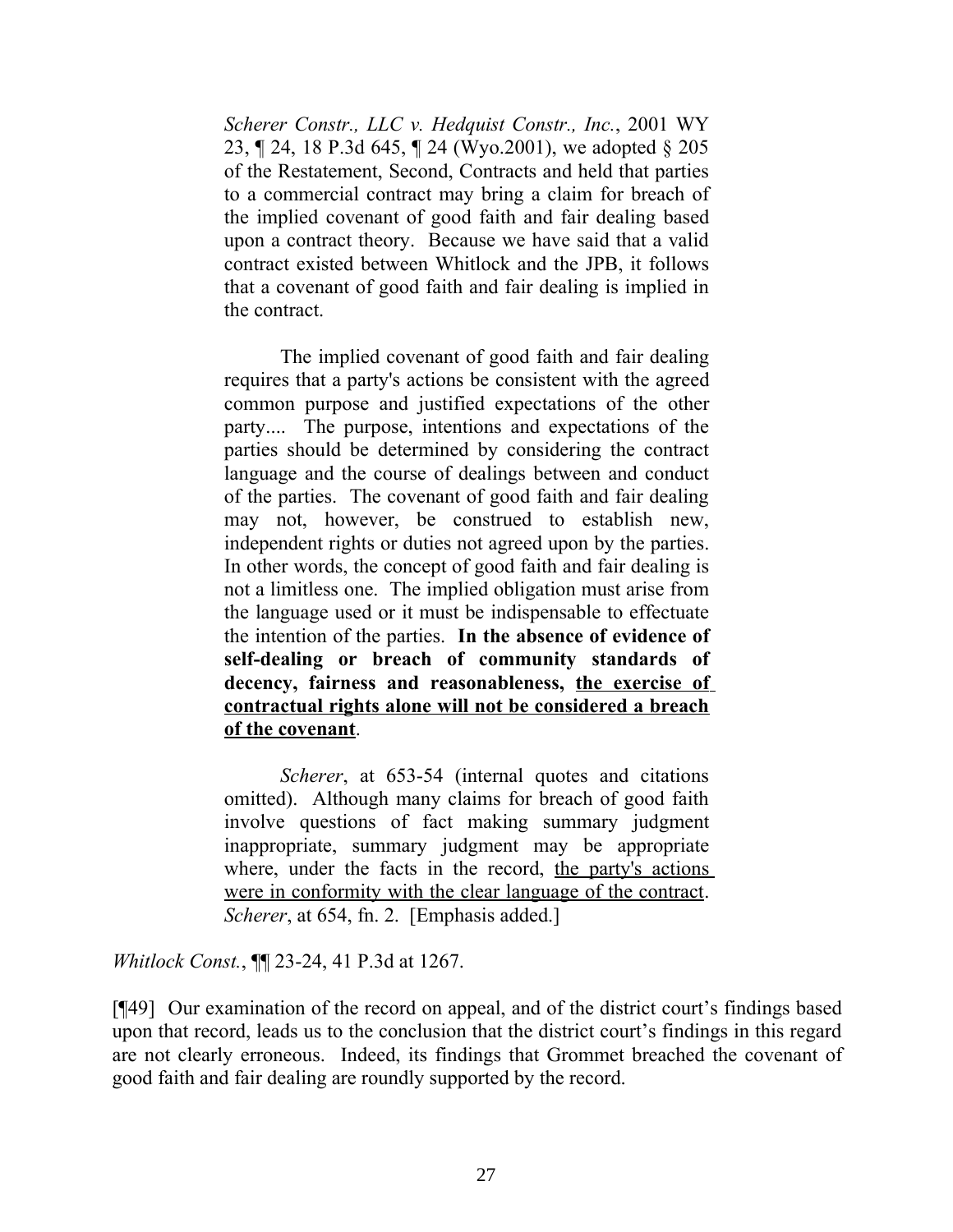*Scherer Constr., LLC v. Hedquist Constr., Inc.*, 2001 WY 23, ¶ 24, 18 P.3d 645, ¶ 24 (Wyo.2001), we adopted § 205 of the Restatement, Second, Contracts and held that parties to a commercial contract may bring a claim for breach of the implied covenant of good faith and fair dealing based upon a contract theory. Because we have said that a valid contract existed between Whitlock and the JPB, it follows that a covenant of good faith and fair dealing is implied in the contract.

> The implied covenant of good faith and fair dealing requires that a party's actions be consistent with the agreed common purpose and justified expectations of the other party.... The purpose, intentions and expectations of the parties should be determined by considering the contract language and the course of dealings between and conduct of the parties. The covenant of good faith and fair dealing may not, however, be construed to establish new, independent rights or duties not agreed upon by the parties. In other words, the concept of good faith and fair dealing is not a limitless one. The implied obligation must arise from the language used or it must be indispensable to effectuate the intention of the parties. **In the absence of evidence of self-dealing or breach of community standards of decency, fairness and reasonableness, <u>the exercise of contractual rights alone will not be considered a breach of the covenant</u>**.

*Scherer*, at 653-54 (internal quotes and citations omitted). Although many claims for breach of good faith involve questions of fact making summary judgment inappropriate, summary judgment may be appropriate where, under the facts in the record, <u>the party's actions were in conformity with the clear language of the contract</u>. *Scherer*, at 654, fn. 2. [Emphasis added.]

*Whitlock Const.*, ¶¶ 23-24, 41 P.3d at 1267.

[¶49] Our examination of the record on appeal, and of the district court's findings based upon that record, leads us to the conclusion that the district court's findings in this regard are not clearly erroneous. Indeed, its findings that Grommet breached the covenant of good faith and fair dealing are roundly supported by the record.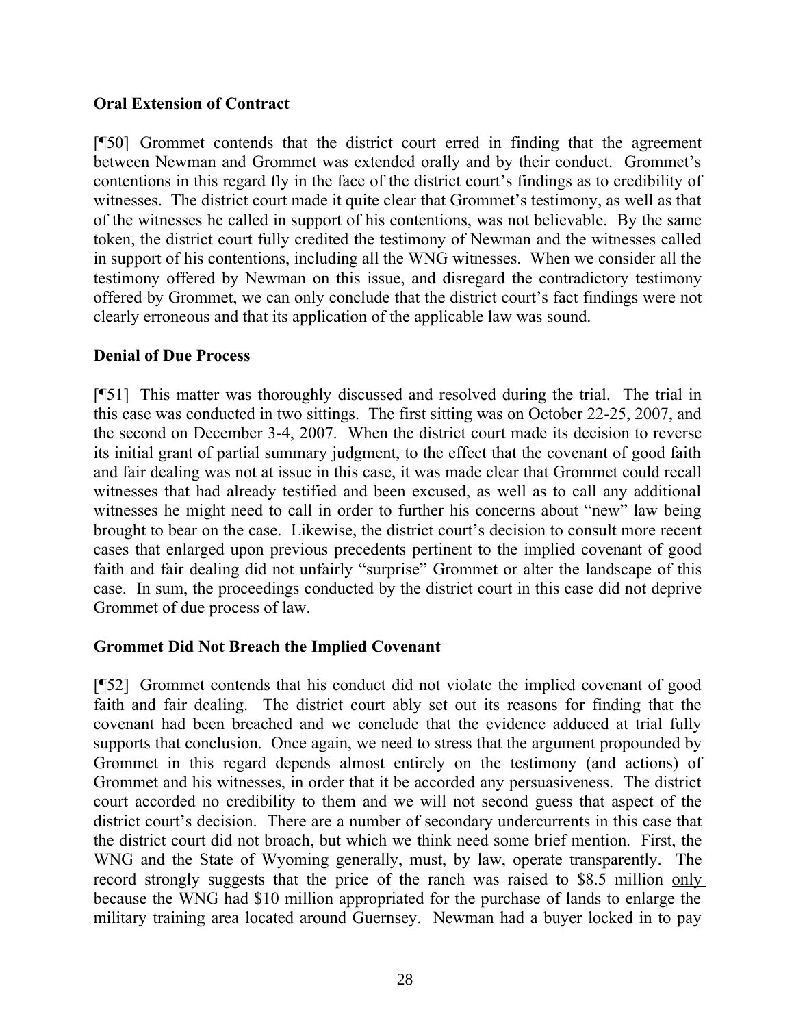**Oral Extension of Contract**

[¶50] Grommet contends that the district court erred in finding that the agreement between Newman and Grommet was extended orally and by their conduct. Grommet's contentions in this regard fly in the face of the district court's findings as to credibility of witnesses. The district court made it quite clear that Grommet's testimony, as well as that of the witnesses he called in support of his contentions, was not believable. By the same token, the district court fully credited the testimony of Newman and the witnesses called in support of his contentions, including all the WNG witnesses. When we consider all the testimony offered by Newman on this issue, and disregard the contradictory testimony offered by Grommet, we can only conclude that the district court's fact findings were not clearly erroneous and that its application of the applicable law was sound.

**Denial of Due Process**

[¶51] This matter was thoroughly discussed and resolved during the trial. The trial in this case was conducted in two sittings. The first sitting was on October 22-25, 2007, and the second on December 3-4, 2007. When the district court made its decision to reverse its initial grant of partial summary judgment, to the effect that the covenant of good faith and fair dealing was not at issue in this case, it was made clear that Grommet could recall witnesses that had already testified and been excused, as well as to call any additional witnesses he might need to call in order to further his concerns about "new" law being brought to bear on the case. Likewise, the district court's decision to consult more recent cases that enlarged upon previous precedents pertinent to the implied covenant of good faith and fair dealing did not unfairly "surprise" Grommet or alter the landscape of this case. In sum, the proceedings conducted by the district court in this case did not deprive Grommet of due process of law.

**Grommet Did Not Breach the Implied Covenant**

[¶52] Grommet contends that his conduct did not violate the implied covenant of good faith and fair dealing. The district court ably set out its reasons for finding that the covenant had been breached and we conclude that the evidence adduced at trial fully supports that conclusion. Once again, we need to stress that the argument propounded by Grommet in this regard depends almost entirely on the testimony (and actions) of Grommet and his witnesses, in order that it be accorded any persuasiveness. The district court accorded no credibility to them and we will not second guess that aspect of the district court's decision. There are a number of secondary undercurrents in this case that the district court did not broach, but which we think need some brief mention. First, the WNG and the State of Wyoming generally, must, by law, operate transparently. The record strongly suggests that the price of the ranch was raised to \$8.5 million <u>only</u> because the WNG had \$10 million appropriated for the purchase of lands to enlarge the military training area located around Guernsey. Newman had a buyer locked in to pay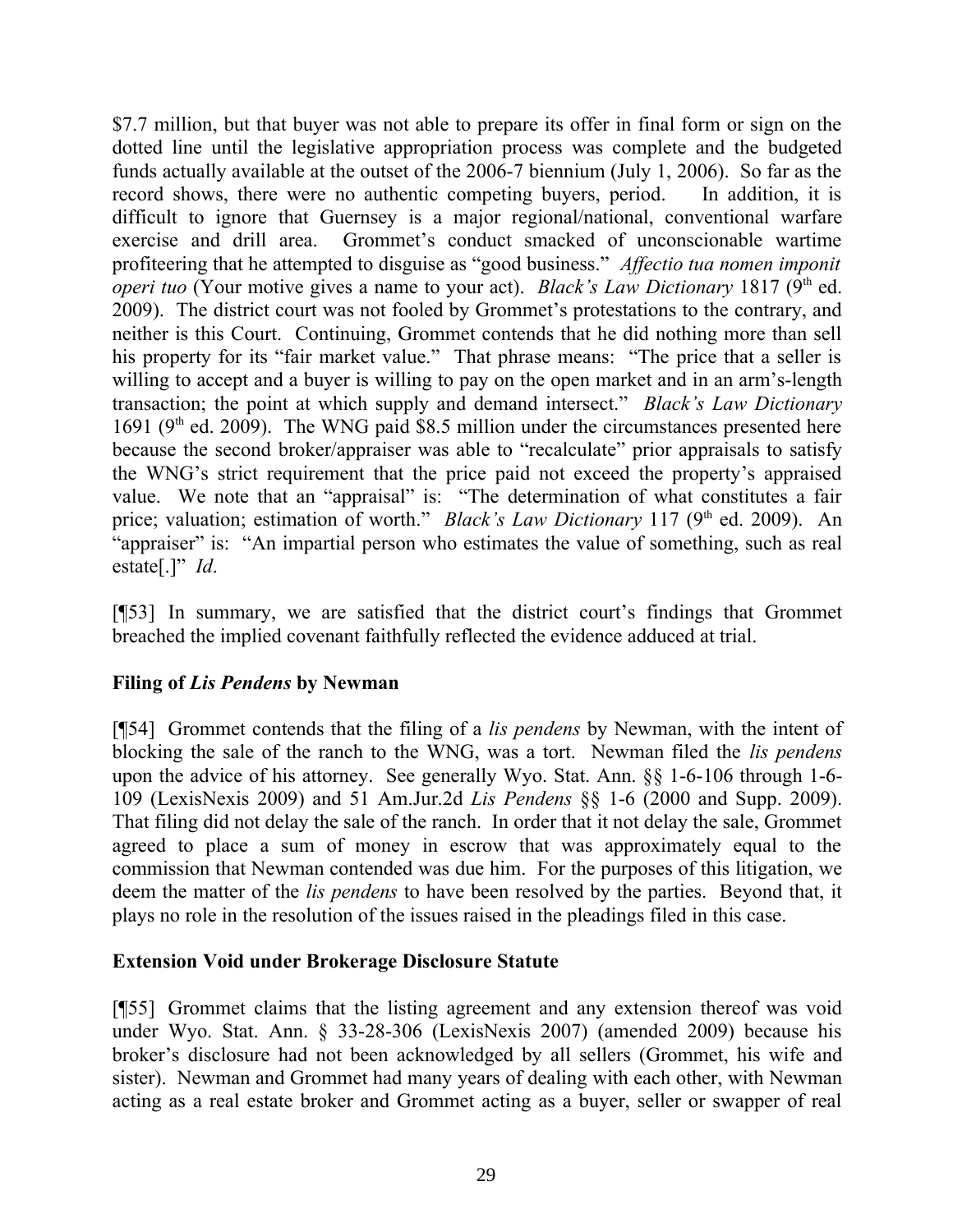$7.7 million, but that buyer was not able to prepare its offer in final form or sign on the dotted line until the legislative appropriation process was complete and the budgeted funds actually available at the outset of the 2006-7 biennium (July 1, 2006). So far as the record shows, there were no authentic competing buyers, period. In addition, it is difficult to ignore that Guernsey is a major regional/national, conventional warfare exercise and drill area. Grommet's conduct smacked of unconscionable wartime profiteering that he attempted to disguise as "good business." *Affectio tua nomen imponit operi tuo* (Your motive gives a name to your act). *Black's Law Dictionary* 1817 (9th ed. 2009). The district court was not fooled by Grommet's protestations to the contrary, and neither is this Court. Continuing, Grommet contends that he did nothing more than sell his property for its "fair market value." That phrase means: "The price that a seller is willing to accept and a buyer is willing to pay on the open market and in an arm's-length transaction; the point at which supply and demand intersect." *Black's Law Dictionary* 1691 (9th ed. 2009). The WNG paid $8.5 million under the circumstances presented here because the second broker/appraiser was able to "recalculate" prior appraisals to satisfy the WNG's strict requirement that the price paid not exceed the property's appraised value. We note that an "appraisal" is: "The determination of what constitutes a fair price; valuation; estimation of worth." *Black's Law Dictionary* 117 (9th ed. 2009). An "appraiser" is: "An impartial person who estimates the value of something, such as real estate[.]" *Id*.

[¶53] In summary, we are satisfied that the district court's findings that Grommet breached the implied covenant faithfully reflected the evidence adduced at trial.

**Filing of *Lis Pendens* by Newman**

[¶54] Grommet contends that the filing of a *lis pendens* by Newman, with the intent of blocking the sale of the ranch to the WNG, was a tort. Newman filed the *lis pendens* upon the advice of his attorney. See generally Wyo. Stat. Ann. §§ 1-6-106 through 1-6-109 (LexisNexis 2009) and 51 Am.Jur.2d *Lis Pendens* §§ 1-6 (2000 and Supp. 2009). That filing did not delay the sale of the ranch. In order that it not delay the sale, Grommet agreed to place a sum of money in escrow that was approximately equal to the commission that Newman contended was due him. For the purposes of this litigation, we deem the matter of the *lis pendens* to have been resolved by the parties. Beyond that, it plays no role in the resolution of the issues raised in the pleadings filed in this case.

**Extension Void under Brokerage Disclosure Statute**

[¶55] Grommet claims that the listing agreement and any extension thereof was void under Wyo. Stat. Ann. § 33-28-306 (LexisNexis 2007) (amended 2009) because his broker's disclosure had not been acknowledged by all sellers (Grommet, his wife and sister). Newman and Grommet had many years of dealing with each other, with Newman acting as a real estate broker and Grommet acting as a buyer, seller or swapper of real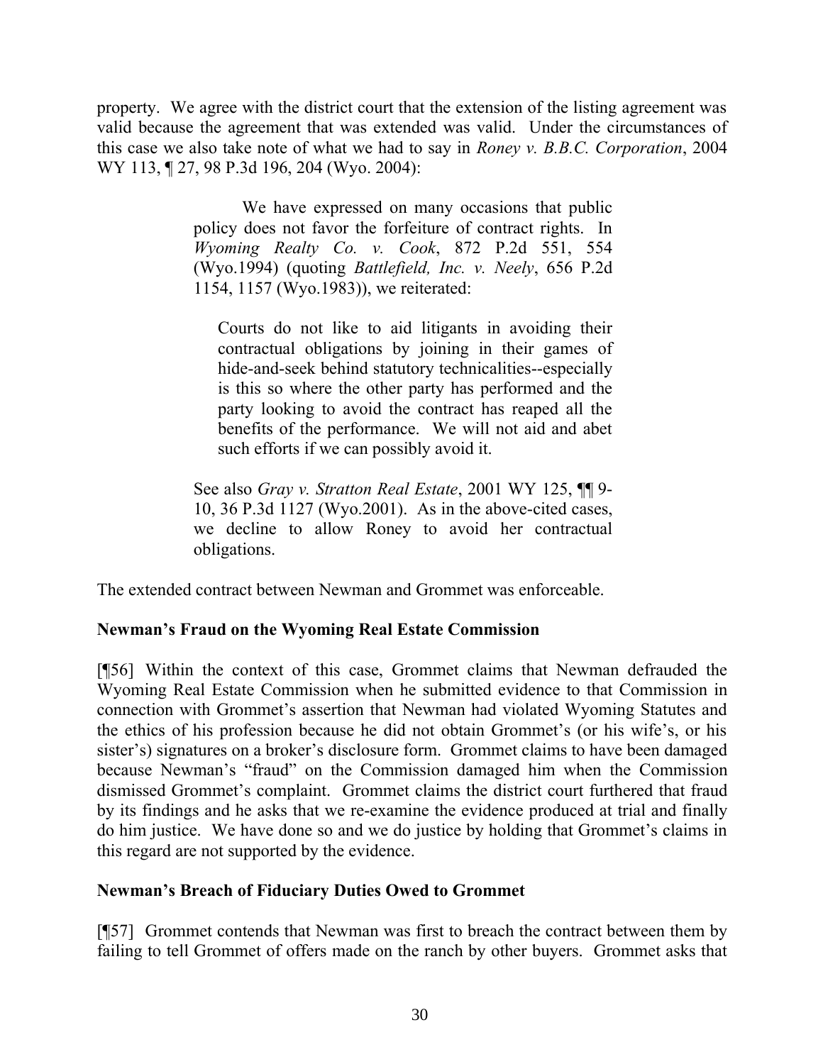property. We agree with the district court that the extension of the listing agreement was valid because the agreement that was extended was valid. Under the circumstances of this case we also take note of what we had to say in *Roney v. B.B.C. Corporation*, 2004 WY 113, ¶ 27, 98 P.3d 196, 204 (Wyo. 2004):

> We have expressed on many occasions that public policy does not favor the forfeiture of contract rights. In *Wyoming Realty Co. v. Cook*, 872 P.2d 551, 554 (Wyo.1994) (quoting *Battlefield, Inc. v. Neely*, 656 P.2d 1154, 1157 (Wyo.1983)), we reiterated:
>
> > Courts do not like to aid litigants in avoiding their contractual obligations by joining in their games of hide-and-seek behind statutory technicalities--especially is this so where the other party has performed and the party looking to avoid the contract has reaped all the benefits of the performance. We will not aid and abet such efforts if we can possibly avoid it.
>
> See also *Gray v. Stratton Real Estate*, 2001 WY 125, ¶¶ 9-10, 36 P.3d 1127 (Wyo.2001). As in the above-cited cases, we decline to allow Roney to avoid her contractual obligations.

The extended contract between Newman and Grommet was enforceable.

**Newman's Fraud on the Wyoming Real Estate Commission**

[¶56] Within the context of this case, Grommet claims that Newman defrauded the Wyoming Real Estate Commission when he submitted evidence to that Commission in connection with Grommet's assertion that Newman had violated Wyoming Statutes and the ethics of his profession because he did not obtain Grommet's (or his wife's, or his sister's) signatures on a broker's disclosure form. Grommet claims to have been damaged because Newman's "fraud" on the Commission damaged him when the Commission dismissed Grommet's complaint. Grommet claims the district court furthered that fraud by its findings and he asks that we re-examine the evidence produced at trial and finally do him justice. We have done so and we do justice by holding that Grommet's claims in this regard are not supported by the evidence.

**Newman's Breach of Fiduciary Duties Owed to Grommet**

[¶57] Grommet contends that Newman was first to breach the contract between them by failing to tell Grommet of offers made on the ranch by other buyers. Grommet asks that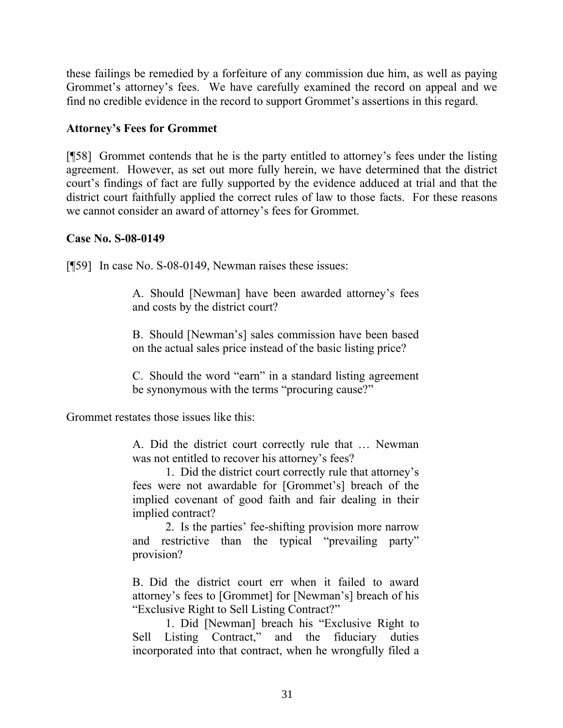these failings be remedied by a forfeiture of any commission due him, as well as paying Grommet's attorney's fees. We have carefully examined the record on appeal and we find no credible evidence in the record to support Grommet's assertions in this regard.

**Attorney's Fees for Grommet**

[¶58] Grommet contends that he is the party entitled to attorney's fees under the listing agreement. However, as set out more fully herein, we have determined that the district court's findings of fact are fully supported by the evidence adduced at trial and that the district court faithfully applied the correct rules of law to those facts. For these reasons we cannot consider an award of attorney's fees for Grommet.

**Case No. S-08-0149**

[¶59] In case No. S-08-0149, Newman raises these issues:

> A. Should [Newman] have been awarded attorney's fees and costs by the district court?
>
> B. Should [Newman's] sales commission have been based on the actual sales price instead of the basic listing price?
>
> C. Should the word "earn" in a standard listing agreement be synonymous with the terms "procuring cause?"

Grommet restates those issues like this:

> A. Did the district court correctly rule that … Newman was not entitled to recover his attorney's fees?
>
> 1. Did the district court correctly rule that attorney's fees were not awardable for [Grommet's] breach of the implied covenant of good faith and fair dealing in their implied contract?
>
> 2. Is the parties' fee-shifting provision more narrow and restrictive than the typical "prevailing party" provision?
>
> B. Did the district court err when it failed to award attorney's fees to [Grommet] for [Newman's] breach of his "Exclusive Right to Sell Listing Contract?"
>
> 1. Did [Newman] breach his "Exclusive Right to Sell Listing Contract," and the fiduciary duties incorporated into that contract, when he wrongfully filed a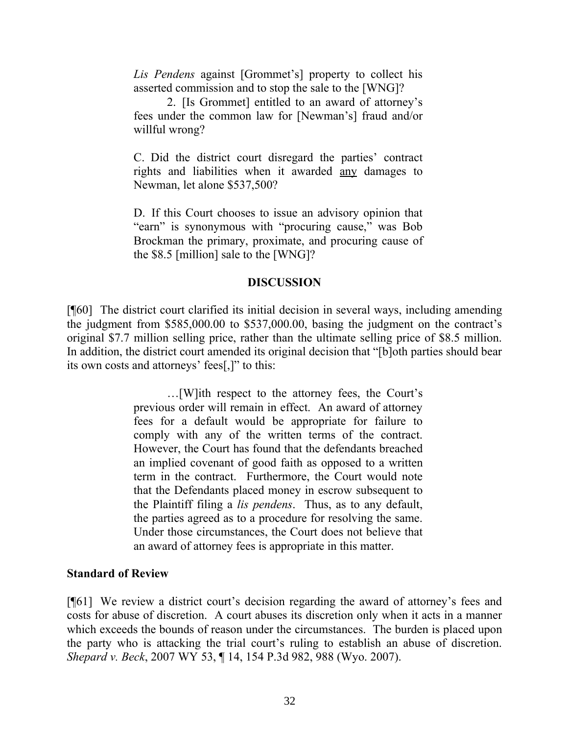> *Lis Pendens* against [Grommet's] property to collect his asserted commission and to stop the sale to the [WNG]?
>
> 2. [Is Grommet] entitled to an award of attorney's fees under the common law for [Newman's] fraud and/or willful wrong?
>
> C. Did the district court disregard the parties' contract rights and liabilities when it awarded <u>any</u> damages to Newman, let alone $537,500?
>
> D. If this Court chooses to issue an advisory opinion that "earn" is synonymous with "procuring cause," was Bob Brockman the primary, proximate, and procuring cause of the $8.5 [million] sale to the [WNG]?

## DISCUSSION

[¶60] The district court clarified its initial decision in several ways, including amending the judgment from $585,000.00 to $537,000.00, basing the judgment on the contract's original $7.7 million selling price, rather than the ultimate selling price of $8.5 million. In addition, the district court amended its original decision that "[b]oth parties should bear its own costs and attorneys' fees[,]" to this:

> …[W]ith respect to the attorney fees, the Court's previous order will remain in effect. An award of attorney fees for a default would be appropriate for failure to comply with any of the written terms of the contract. However, the Court has found that the defendants breached an implied covenant of good faith as opposed to a written term in the contract. Furthermore, the Court would note that the Defendants placed money in escrow subsequent to the Plaintiff filing a *lis pendens*. Thus, as to any default, the parties agreed as to a procedure for resolving the same. Under those circumstances, the Court does not believe that an award of attorney fees is appropriate in this matter.

### Standard of Review

[¶61] We review a district court's decision regarding the award of attorney's fees and costs for abuse of discretion. A court abuses its discretion only when it acts in a manner which exceeds the bounds of reason under the circumstances. The burden is placed upon the party who is attacking the trial court's ruling to establish an abuse of discretion. *Shepard v. Beck*, 2007 WY 53, ¶ 14, 154 P.3d 982, 988 (Wyo. 2007).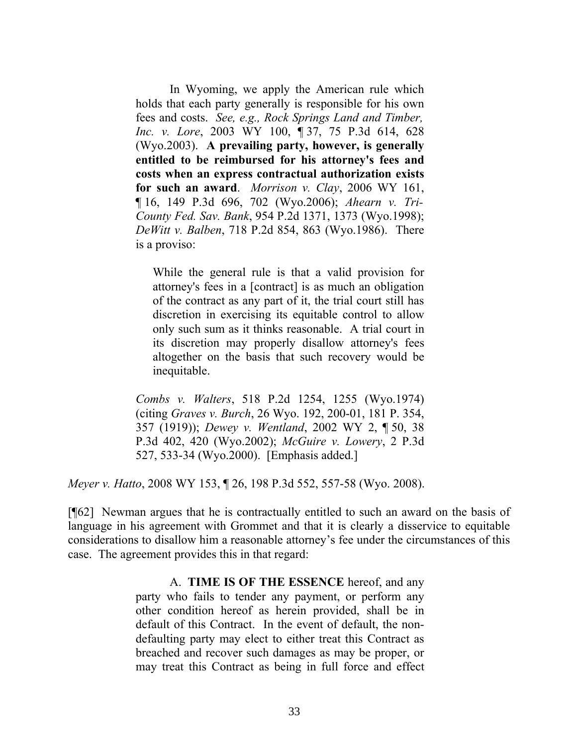> In Wyoming, we apply the American rule which holds that each party generally is responsible for his own fees and costs. *See, e.g., Rock Springs Land and Timber, Inc. v. Lore*, 2003 WY 100, ¶ 37, 75 P.3d 614, 628 (Wyo.2003). **A prevailing party, however, is generally entitled to be reimbursed for his attorney's fees and costs when an express contractual authorization exists for such an award**. *Morrison v. Clay*, 2006 WY 161, ¶ 16, 149 P.3d 696, 702 (Wyo.2006); *Ahearn v. Tri-County Fed. Sav. Bank*, 954 P.2d 1371, 1373 (Wyo.1998); *DeWitt v. Balben*, 718 P.2d 854, 863 (Wyo.1986). There is a proviso:
>
> > While the general rule is that a valid provision for attorney's fees in a [contract] is as much an obligation of the contract as any part of it, the trial court still has discretion in exercising its equitable control to allow only such sum as it thinks reasonable. A trial court in its discretion may properly disallow attorney's fees altogether on the basis that such recovery would be inequitable.
>
> *Combs v. Walters*, 518 P.2d 1254, 1255 (Wyo.1974) (citing *Graves v. Burch*, 26 Wyo. 192, 200-01, 181 P. 354, 357 (1919)); *Dewey v. Wentland*, 2002 WY 2, ¶ 50, 38 P.3d 402, 420 (Wyo.2002); *McGuire v. Lowery*, 2 P.3d 527, 533-34 (Wyo.2000). [Emphasis added.]

*Meyer v. Hatto*, 2008 WY 153, ¶ 26, 198 P.3d 552, 557-58 (Wyo. 2008).

[¶62] Newman argues that he is contractually entitled to such an award on the basis of language in his agreement with Grommet and that it is clearly a disservice to equitable considerations to disallow him a reasonable attorney's fee under the circumstances of this case. The agreement provides this in that regard:

> A. **TIME IS OF THE ESSENCE** hereof, and any party who fails to tender any payment, or perform any other condition hereof as herein provided, shall be in default of this Contract. In the event of default, the non-defaulting party may elect to either treat this Contract as breached and recover such damages as may be proper, or may treat this Contract as being in full force and effect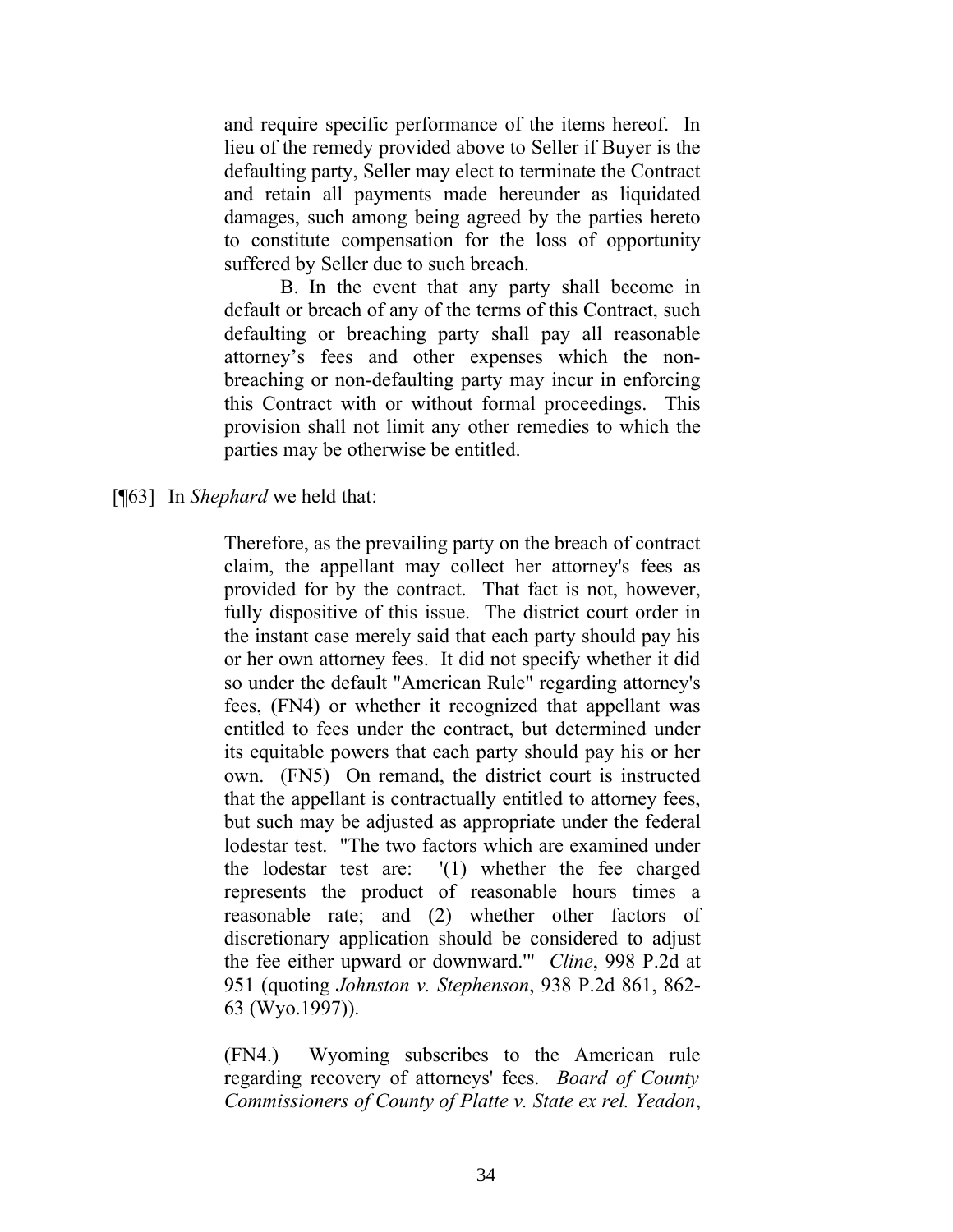> and require specific performance of the items hereof. In lieu of the remedy provided above to Seller if Buyer is the defaulting party, Seller may elect to terminate the Contract and retain all payments made hereunder as liquidated damages, such among being agreed by the parties hereto to constitute compensation for the loss of opportunity suffered by Seller due to such breach.
>
> B. In the event that any party shall become in default or breach of any of the terms of this Contract, such defaulting or breaching party shall pay all reasonable attorney's fees and other expenses which the non-breaching or non-defaulting party may incur in enforcing this Contract with or without formal proceedings. This provision shall not limit any other remedies to which the parties may be otherwise be entitled.

[¶63] In *Shephard* we held that:

> Therefore, as the prevailing party on the breach of contract claim, the appellant may collect her attorney's fees as provided for by the contract. That fact is not, however, fully dispositive of this issue. The district court order in the instant case merely said that each party should pay his or her own attorney fees. It did not specify whether it did so under the default "American Rule" regarding attorney's fees, (FN4) or whether it recognized that appellant was entitled to fees under the contract, but determined under its equitable powers that each party should pay his or her own. (FN5) On remand, the district court is instructed that the appellant is contractually entitled to attorney fees, but such may be adjusted as appropriate under the federal lodestar test. "The two factors which are examined under the lodestar test are: '(1) whether the fee charged represents the product of reasonable hours times a reasonable rate; and (2) whether other factors of discretionary application should be considered to adjust the fee either upward or downward.'" *Cline*, 998 P.2d at 951 (quoting *Johnston v. Stephenson*, 938 P.2d 861, 862-63 (Wyo.1997)).
>
> (FN4.) Wyoming subscribes to the American rule regarding recovery of attorneys' fees. *Board of County Commissioners of County of Platte v. State ex rel. Yeadon*,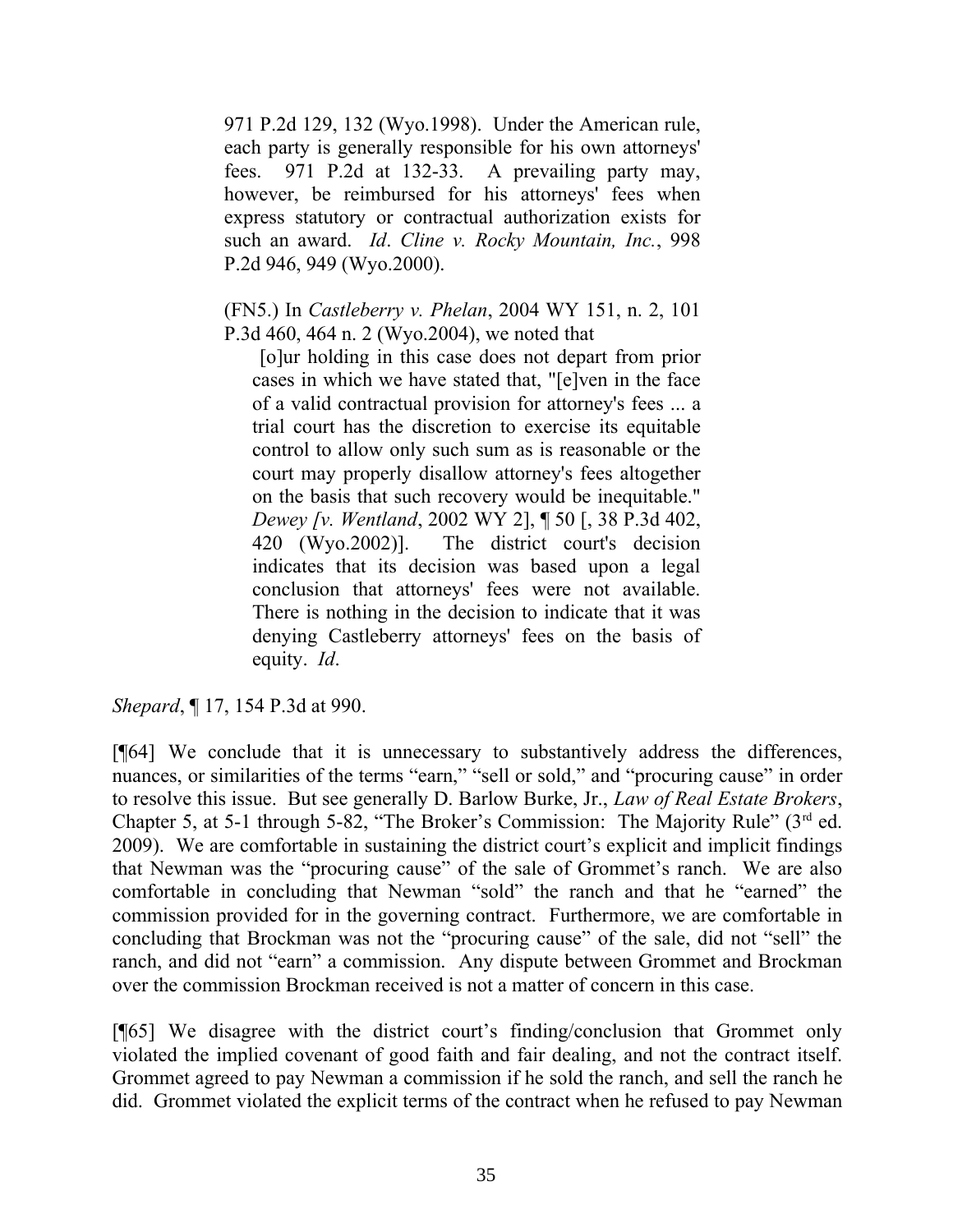> 971 P.2d 129, 132 (Wyo.1998). Under the American rule, each party is generally responsible for his own attorneys' fees. 971 P.2d at 132-33. A prevailing party may, however, be reimbursed for his attorneys' fees when express statutory or contractual authorization exists for such an award. *Id*. *Cline v. Rocky Mountain, Inc.*, 998 P.2d 946, 949 (Wyo.2000).
>
> (FN5.) In *Castleberry v. Phelan*, 2004 WY 151, n. 2, 101 P.3d 460, 464 n. 2 (Wyo.2004), we noted that
>
> > [o]ur holding in this case does not depart from prior cases in which we have stated that, "[e]ven in the face of a valid contractual provision for attorney's fees ... a trial court has the discretion to exercise its equitable control to allow only such sum as is reasonable or the court may properly disallow attorney's fees altogether on the basis that such recovery would be inequitable." *Dewey [v. Wentland*, 2002 WY 2], ¶ 50 [, 38 P.3d 402, 420 (Wyo.2002)]. The district court's decision indicates that its decision was based upon a legal conclusion that attorneys' fees were not available. There is nothing in the decision to indicate that it was denying Castleberry attorneys' fees on the basis of equity. *Id*.

*Shepard*, ¶ 17, 154 P.3d at 990.

[¶64] We conclude that it is unnecessary to substantively address the differences, nuances, or similarities of the terms "earn," "sell or sold," and "procuring cause" in order to resolve this issue. But see generally D. Barlow Burke, Jr., *Law of Real Estate Brokers*, Chapter 5, at 5-1 through 5-82, "The Broker's Commission: The Majority Rule" (3rd ed. 2009). We are comfortable in sustaining the district court's explicit and implicit findings that Newman was the "procuring cause" of the sale of Grommet's ranch. We are also comfortable in concluding that Newman "sold" the ranch and that he "earned" the commission provided for in the governing contract. Furthermore, we are comfortable in concluding that Brockman was not the "procuring cause" of the sale, did not "sell" the ranch, and did not "earn" a commission. Any dispute between Grommet and Brockman over the commission Brockman received is not a matter of concern in this case.

[¶65] We disagree with the district court's finding/conclusion that Grommet only violated the implied covenant of good faith and fair dealing, and not the contract itself. Grommet agreed to pay Newman a commission if he sold the ranch, and sell the ranch he did. Grommet violated the explicit terms of the contract when he refused to pay Newman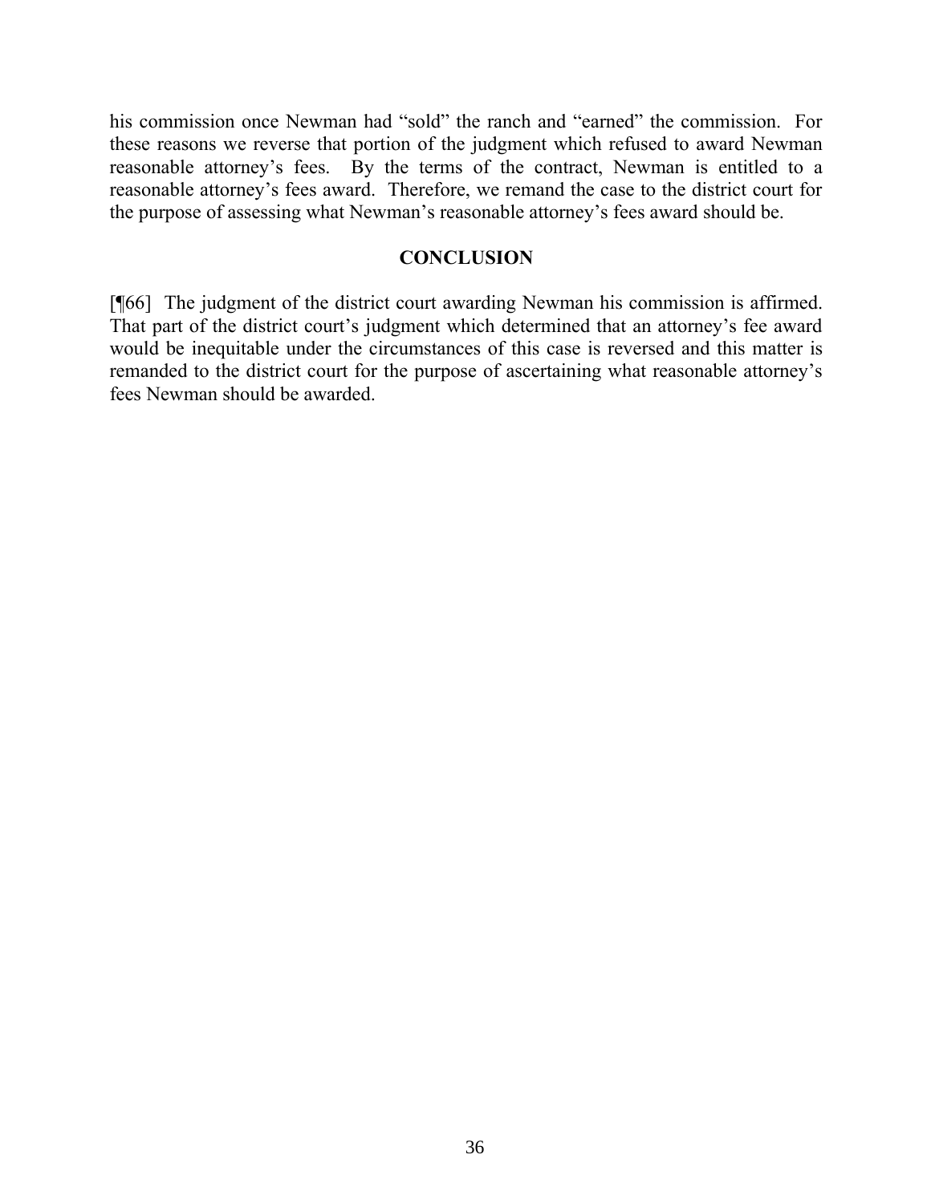his commission once Newman had "sold" the ranch and "earned" the commission. For these reasons we reverse that portion of the judgment which refused to award Newman reasonable attorney's fees. By the terms of the contract, Newman is entitled to a reasonable attorney's fees award. Therefore, we remand the case to the district court for the purpose of assessing what Newman's reasonable attorney's fees award should be.

## CONCLUSION

[¶66] The judgment of the district court awarding Newman his commission is affirmed. That part of the district court's judgment which determined that an attorney's fee award would be inequitable under the circumstances of this case is reversed and this matter is remanded to the district court for the purpose of ascertaining what reasonable attorney's fees Newman should be awarded.